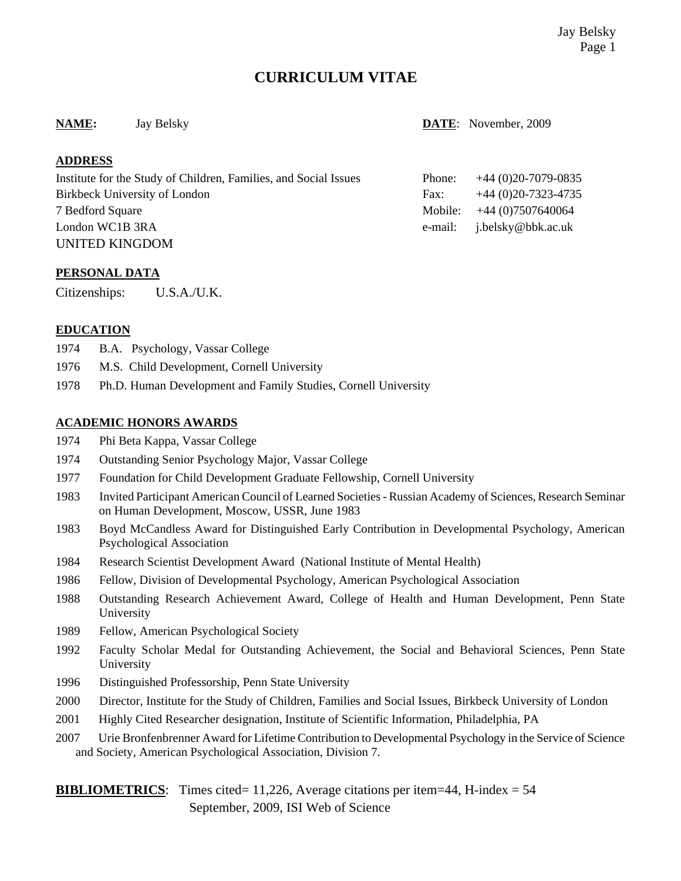# CURRICULUM VITAE

**NAME:** Jay Belsky **DATE**: November, 2009

## ADDRESS

Institute for the Study of Children, Families, and Social Issues
Birkbeck University of London
7 Bedford Square
London WC1B 3RA
UNITED KINGDOM

Phone: +44 (0)20-7079-0835
Fax: +44 (0)20-7323-4735
Mobile: +44 (0)7507640064
e-mail: j.belsky@bbk.ac.uk

## PERSONAL DATA

Citizenships: U.S.A./U.K.

## EDUCATION

1974 B.A. Psychology, Vassar College

1976 M.S. Child Development, Cornell University

1978 Ph.D. Human Development and Family Studies, Cornell University

## ACADEMIC HONORS AWARDS

1974 Phi Beta Kappa, Vassar College

1974 Outstanding Senior Psychology Major, Vassar College

1977 Foundation for Child Development Graduate Fellowship, Cornell University

1983 Invited Participant American Council of Learned Societies - Russian Academy of Sciences, Research Seminar on Human Development, Moscow, USSR, June 1983

1983 Boyd McCandless Award for Distinguished Early Contribution in Developmental Psychology, American Psychological Association

1984 Research Scientist Development Award (National Institute of Mental Health)

1986 Fellow, Division of Developmental Psychology, American Psychological Association

1988 Outstanding Research Achievement Award, College of Health and Human Development, Penn State University

1989 Fellow, American Psychological Society

1992 Faculty Scholar Medal for Outstanding Achievement, the Social and Behavioral Sciences, Penn State University

1996 Distinguished Professorship, Penn State University

2000 Director, Institute for the Study of Children, Families and Social Issues, Birkbeck University of London

2001 Highly Cited Researcher designation, Institute of Scientific Information, Philadelphia, PA

2007 Urie Bronfenbrenner Award for Lifetime Contribution to Developmental Psychology in the Service of Science and Society, American Psychological Association, Division 7.

**BIBLIOMETRICS**: Times cited= 11,226, Average citations per item=44, H-index = 54
September, 2009, ISI Web of Science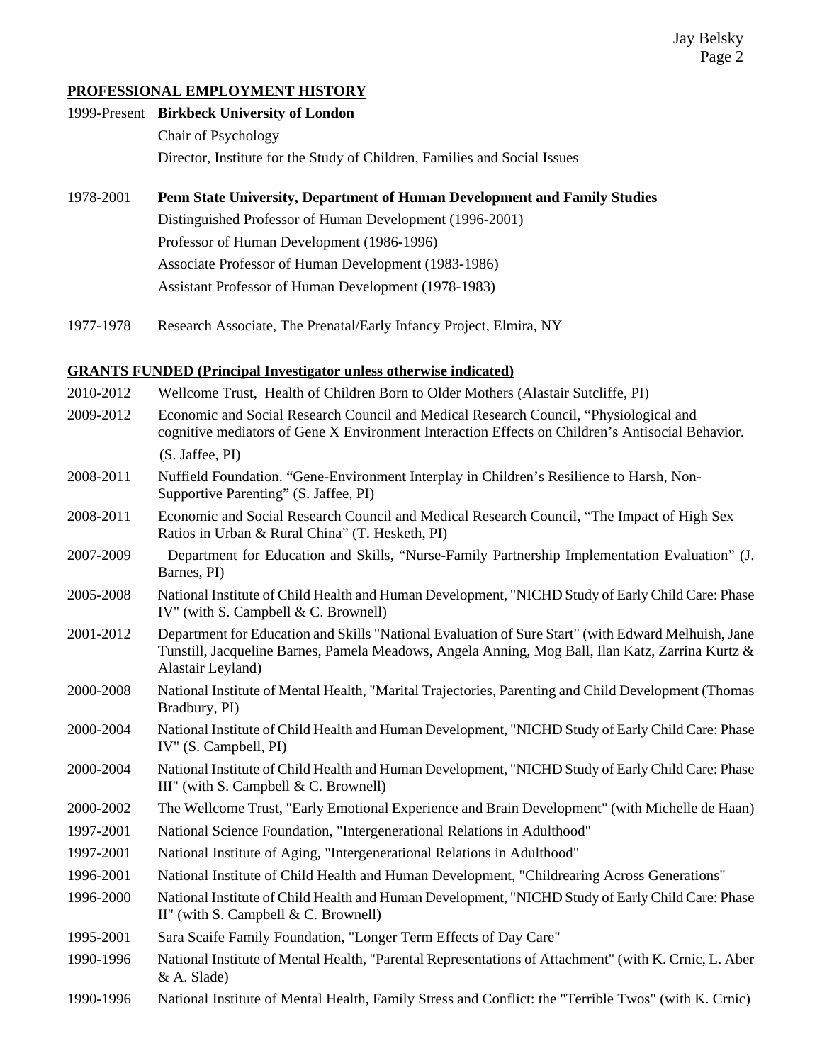## PROFESSIONAL EMPLOYMENT HISTORY

1999-Present **Birkbeck University of London**
Chair of Psychology
Director, Institute for the Study of Children, Families and Social Issues

1978-2001 **Penn State University, Department of Human Development and Family Studies**
Distinguished Professor of Human Development (1996-2001)
Professor of Human Development (1986-1996)
Associate Professor of Human Development (1983-1986)
Assistant Professor of Human Development (1978-1983)

1977-1978 Research Associate, The Prenatal/Early Infancy Project, Elmira, NY

## GRANTS FUNDED (Principal Investigator unless otherwise indicated)

2010-2012 Wellcome Trust, Health of Children Born to Older Mothers (Alastair Sutcliffe, PI)

2009-2012 Economic and Social Research Council and Medical Research Council, "Physiological and cognitive mediators of Gene X Environment Interaction Effects on Children's Antisocial Behavior. (S. Jaffee, PI)

2008-2011 Nuffield Foundation. "Gene-Environment Interplay in Children's Resilience to Harsh, Non-Supportive Parenting" (S. Jaffee, PI)

2008-2011 Economic and Social Research Council and Medical Research Council, "The Impact of High Sex Ratios in Urban & Rural China" (T. Hesketh, PI)

2007-2009 Department for Education and Skills, "Nurse-Family Partnership Implementation Evaluation" (J. Barnes, PI)

2005-2008 National Institute of Child Health and Human Development, "NICHD Study of Early Child Care: Phase IV" (with S. Campbell & C. Brownell)

2001-2012 Department for Education and Skills "National Evaluation of Sure Start" (with Edward Melhuish, Jane Tunstill, Jacqueline Barnes, Pamela Meadows, Angela Anning, Mog Ball, Ilan Katz, Zarrina Kurtz & Alastair Leyland)

2000-2008 National Institute of Mental Health, "Marital Trajectories, Parenting and Child Development (Thomas Bradbury, PI)

2000-2004 National Institute of Child Health and Human Development, "NICHD Study of Early Child Care: Phase IV" (S. Campbell, PI)

2000-2004 National Institute of Child Health and Human Development, "NICHD Study of Early Child Care: Phase III" (with S. Campbell & C. Brownell)

2000-2002 The Wellcome Trust, "Early Emotional Experience and Brain Development" (with Michelle de Haan)

1997-2001 National Science Foundation, "Intergenerational Relations in Adulthood"

1997-2001 National Institute of Aging, "Intergenerational Relations in Adulthood"

1996-2001 National Institute of Child Health and Human Development, "Childrearing Across Generations"

1996-2000 National Institute of Child Health and Human Development, "NICHD Study of Early Child Care: Phase II" (with S. Campbell & C. Brownell)

1995-2001 Sara Scaife Family Foundation, "Longer Term Effects of Day Care"

1990-1996 National Institute of Mental Health, "Parental Representations of Attachment" (with K. Crnic, L. Aber & A. Slade)

1990-1996 National Institute of Mental Health, Family Stress and Conflict: the "Terrible Twos" (with K. Crnic)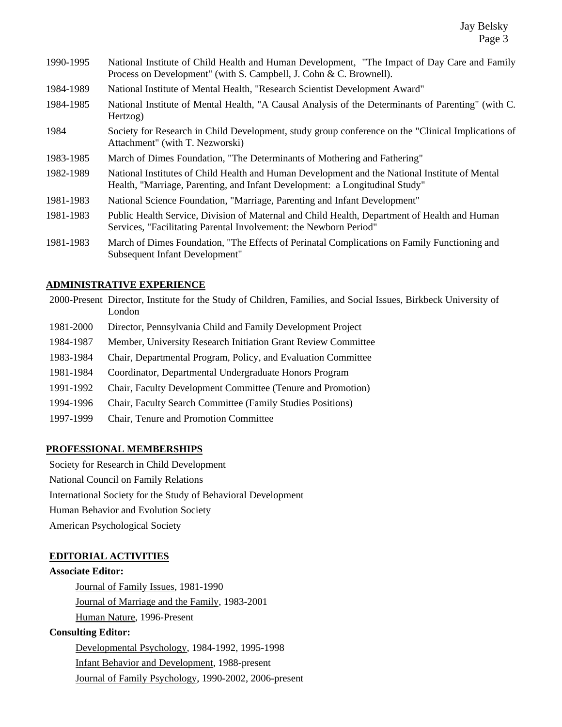1990-1995 National Institute of Child Health and Human Development, "The Impact of Day Care and Family Process on Development" (with S. Campbell, J. Cohn & C. Brownell).

1984-1989 National Institute of Mental Health, "Research Scientist Development Award"

1984-1985 National Institute of Mental Health, "A Causal Analysis of the Determinants of Parenting" (with C. Hertzog)

1984 Society for Research in Child Development, study group conference on the "Clinical Implications of Attachment" (with T. Nezworski)

1983-1985 March of Dimes Foundation, "The Determinants of Mothering and Fathering"

1982-1989 National Institutes of Child Health and Human Development and the National Institute of Mental Health, "Marriage, Parenting, and Infant Development: a Longitudinal Study"

1981-1983 National Science Foundation, "Marriage, Parenting and Infant Development"

1981-1983 Public Health Service, Division of Maternal and Child Health, Department of Health and Human Services, "Facilitating Parental Involvement: the Newborn Period"

1981-1983 March of Dimes Foundation, "The Effects of Perinatal Complications on Family Functioning and Subsequent Infant Development"

## ADMINISTRATIVE EXPERIENCE

2000-Present Director, Institute for the Study of Children, Families, and Social Issues, Birkbeck University of London

1981-2000 Director, Pennsylvania Child and Family Development Project

1984-1987 Member, University Research Initiation Grant Review Committee

1983-1984 Chair, Departmental Program, Policy, and Evaluation Committee

1981-1984 Coordinator, Departmental Undergraduate Honors Program

1991-1992 Chair, Faculty Development Committee (Tenure and Promotion)

1994-1996 Chair, Faculty Search Committee (Family Studies Positions)

1997-1999 Chair, Tenure and Promotion Committee

## PROFESSIONAL MEMBERSHIPS

Society for Research in Child Development

National Council on Family Relations

International Society for the Study of Behavioral Development

Human Behavior and Evolution Society

American Psychological Society

## EDITORIAL ACTIVITIES

**Associate Editor:**

Journal of Family Issues, 1981-1990

Journal of Marriage and the Family, 1983-2001

Human Nature, 1996-Present

**Consulting Editor:**

Developmental Psychology, 1984-1992, 1995-1998

Infant Behavior and Development, 1988-present

Journal of Family Psychology, 1990-2002, 2006-present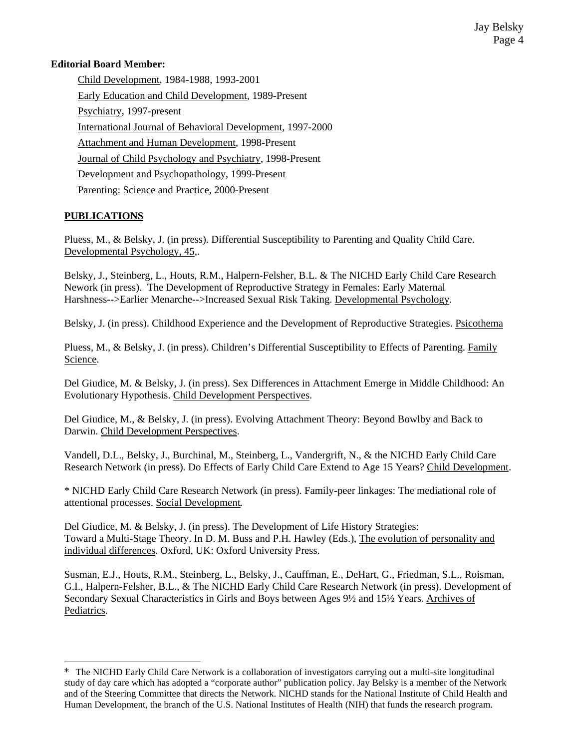**Editorial Board Member:**

Child Development, 1984-1988, 1993-2001

Early Education and Child Development, 1989-Present

Psychiatry, 1997-present

International Journal of Behavioral Development, 1997-2000

Attachment and Human Development, 1998-Present

Journal of Child Psychology and Psychiatry, 1998-Present

Development and Psychopathology, 1999-Present

Parenting: Science and Practice, 2000-Present

## PUBLICATIONS

Pluess, M., & Belsky, J. (in press). Differential Susceptibility to Parenting and Quality Child Care. Developmental Psychology, 45,.

Belsky, J., Steinberg, L., Houts, R.M., Halpern-Felsher, B.L. & The NICHD Early Child Care Research Nework (in press). The Development of Reproductive Strategy in Females: Early Maternal Harshness-->Earlier Menarche-->Increased Sexual Risk Taking. Developmental Psychology.

Belsky, J. (in press). Childhood Experience and the Development of Reproductive Strategies. Psicothema

Pluess, M., & Belsky, J. (in press). Children's Differential Susceptibility to Effects of Parenting. Family Science.

Del Giudice, M. & Belsky, J. (in press). Sex Differences in Attachment Emerge in Middle Childhood: An Evolutionary Hypothesis. Child Development Perspectives.

Del Giudice, M., & Belsky, J. (in press). Evolving Attachment Theory: Beyond Bowlby and Back to Darwin. Child Development Perspectives.

Vandell, D.L., Belsky, J., Burchinal, M., Steinberg, L., Vandergrift, N., & the NICHD Early Child Care Research Network (in press). Do Effects of Early Child Care Extend to Age 15 Years? Child Development.

* NICHD Early Child Care Research Network (in press). Family-peer linkages: The mediational role of attentional processes. Social Development.

Del Giudice, M. & Belsky, J. (in press). The Development of Life History Strategies: Toward a Multi-Stage Theory. In D. M. Buss and P.H. Hawley (Eds.), The evolution of personality and individual differences. Oxford, UK: Oxford University Press.

Susman, E.J., Houts, R.M., Steinberg, L., Belsky, J., Cauffman, E., DeHart, G., Friedman, S.L., Roisman, G.I., Halpern-Felsher, B.L., & The NICHD Early Child Care Research Network (in press). Development of Secondary Sexual Characteristics in Girls and Boys between Ages 9½ and 15½ Years. Archives of Pediatrics.

* The NICHD Early Child Care Network is a collaboration of investigators carrying out a multi-site longitudinal study of day care which has adopted a "corporate author" publication policy. Jay Belsky is a member of the Network and of the Steering Committee that directs the Network. NICHD stands for the National Institute of Child Health and Human Development, the branch of the U.S. National Institutes of Health (NIH) that funds the research program.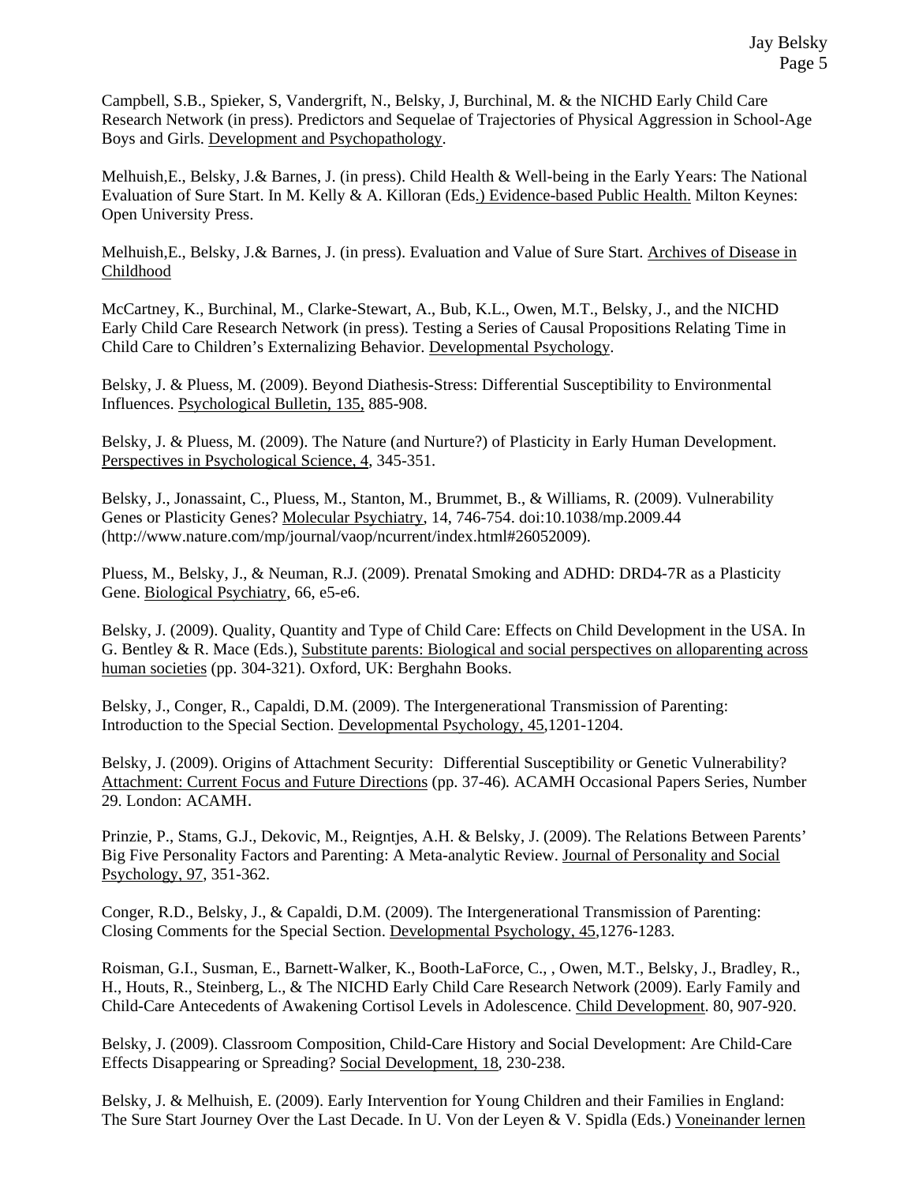Campbell, S.B., Spieker, S, Vandergrift, N., Belsky, J, Burchinal, M. & the NICHD Early Child Care Research Network (in press). Predictors and Sequelae of Trajectories of Physical Aggression in School-Age Boys and Girls. Development and Psychopathology.

Melhuish,E., Belsky, J.& Barnes, J. (in press). Child Health & Well-being in the Early Years: The National Evaluation of Sure Start. In M. Kelly & A. Killoran (Eds.) Evidence-based Public Health. Milton Keynes: Open University Press.

Melhuish,E., Belsky, J.& Barnes, J. (in press). Evaluation and Value of Sure Start. Archives of Disease in Childhood

McCartney, K., Burchinal, M., Clarke-Stewart, A., Bub, K.L., Owen, M.T., Belsky, J., and the NICHD Early Child Care Research Network (in press). Testing a Series of Causal Propositions Relating Time in Child Care to Children's Externalizing Behavior. Developmental Psychology.

Belsky, J. & Pluess, M. (2009). Beyond Diathesis-Stress: Differential Susceptibility to Environmental Influences. Psychological Bulletin, 135, 885-908.

Belsky, J. & Pluess, M. (2009). The Nature (and Nurture?) of Plasticity in Early Human Development. Perspectives in Psychological Science, 4, 345-351.

Belsky, J., Jonassaint, C., Pluess, M., Stanton, M., Brummet, B., & Williams, R. (2009). Vulnerability Genes or Plasticity Genes? Molecular Psychiatry, 14, 746-754. doi:10.1038/mp.2009.44 (http://www.nature.com/mp/journal/vaop/ncurrent/index.html#26052009).

Pluess, M., Belsky, J., & Neuman, R.J. (2009). Prenatal Smoking and ADHD: DRD4-7R as a Plasticity Gene. Biological Psychiatry, 66, e5-e6.

Belsky, J. (2009). Quality, Quantity and Type of Child Care: Effects on Child Development in the USA. In G. Bentley & R. Mace (Eds.), Substitute parents: Biological and social perspectives on alloparenting across human societies (pp. 304-321). Oxford, UK: Berghahn Books.

Belsky, J., Conger, R., Capaldi, D.M. (2009). The Intergenerational Transmission of Parenting: Introduction to the Special Section. Developmental Psychology, 45,1201-1204.

Belsky, J. (2009). Origins of Attachment Security: Differential Susceptibility or Genetic Vulnerability? Attachment: Current Focus and Future Directions (pp. 37-46). ACAMH Occasional Papers Series, Number 29. London: ACAMH.

Prinzie, P., Stams, G.J., Dekovic, M., Reigntjes, A.H. & Belsky, J. (2009). The Relations Between Parents' Big Five Personality Factors and Parenting: A Meta-analytic Review. Journal of Personality and Social Psychology, 97, 351-362.

Conger, R.D., Belsky, J., & Capaldi, D.M. (2009). The Intergenerational Transmission of Parenting: Closing Comments for the Special Section. Developmental Psychology, 45,1276-1283.

Roisman, G.I., Susman, E., Barnett-Walker, K., Booth-LaForce, C., , Owen, M.T., Belsky, J., Bradley, R., H., Houts, R., Steinberg, L., & The NICHD Early Child Care Research Network (2009). Early Family and Child-Care Antecedents of Awakening Cortisol Levels in Adolescence. Child Development. 80, 907-920.

Belsky, J. (2009). Classroom Composition, Child-Care History and Social Development: Are Child-Care Effects Disappearing or Spreading? Social Development, 18, 230-238.

Belsky, J. & Melhuish, E. (2009). Early Intervention for Young Children and their Families in England: The Sure Start Journey Over the Last Decade. In U. Von der Leyen & V. Spidla (Eds.) Voneinander lernen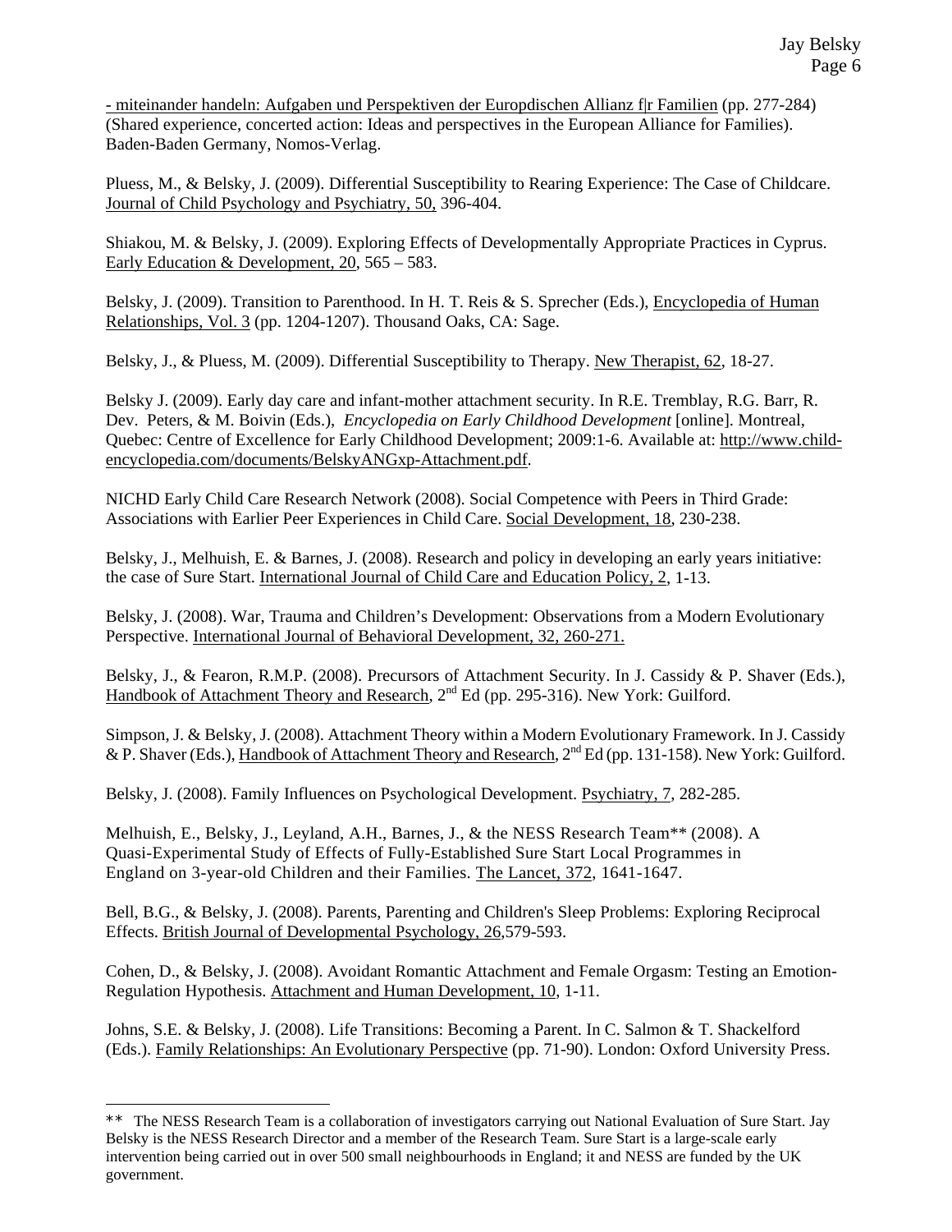- miteinander handeln: Aufgaben und Perspektiven der Europdischen Allianz f|r Familien (pp. 277-284) (Shared experience, concerted action: Ideas and perspectives in the European Alliance for Families). Baden-Baden Germany, Nomos-Verlag.

Pluess, M., & Belsky, J. (2009). Differential Susceptibility to Rearing Experience: The Case of Childcare. Journal of Child Psychology and Psychiatry, 50, 396-404.

Shiakou, M. & Belsky, J. (2009). Exploring Effects of Developmentally Appropriate Practices in Cyprus. Early Education & Development, 20, 565 – 583.

Belsky, J. (2009). Transition to Parenthood. In H. T. Reis & S. Sprecher (Eds.), Encyclopedia of Human Relationships, Vol. 3 (pp. 1204-1207). Thousand Oaks, CA: Sage.

Belsky, J., & Pluess, M. (2009). Differential Susceptibility to Therapy. New Therapist, 62, 18-27.

Belsky J. (2009). Early day care and infant-mother attachment security. In R.E. Tremblay, R.G. Barr, R. Dev. Peters, & M. Boivin (Eds.), *Encyclopedia on Early Childhood Development* [online]. Montreal, Quebec: Centre of Excellence for Early Childhood Development; 2009:1-6. Available at: http://www.child-encyclopedia.com/documents/BelskyANGxp-Attachment.pdf.

NICHD Early Child Care Research Network (2008). Social Competence with Peers in Third Grade: Associations with Earlier Peer Experiences in Child Care. Social Development, 18, 230-238.

Belsky, J., Melhuish, E. & Barnes, J. (2008). Research and policy in developing an early years initiative: the case of Sure Start. International Journal of Child Care and Education Policy, 2, 1-13.

Belsky, J. (2008). War, Trauma and Children's Development: Observations from a Modern Evolutionary Perspective. International Journal of Behavioral Development, 32, 260-271.

Belsky, J., & Fearon, R.M.P. (2008). Precursors of Attachment Security. In J. Cassidy & P. Shaver (Eds.), Handbook of Attachment Theory and Research, 2nd Ed (pp. 295-316). New York: Guilford.

Simpson, J. & Belsky, J. (2008). Attachment Theory within a Modern Evolutionary Framework. In J. Cassidy & P. Shaver (Eds.), Handbook of Attachment Theory and Research, 2nd Ed (pp. 131-158). New York: Guilford.

Belsky, J. (2008). Family Influences on Psychological Development. Psychiatry, 7, 282-285.

Melhuish, E., Belsky, J., Leyland, A.H., Barnes, J., & the NESS Research Team** (2008). A Quasi-Experimental Study of Effects of Fully-Established Sure Start Local Programmes in England on 3-year-old Children and their Families. The Lancet, 372, 1641-1647.

Bell, B.G., & Belsky, J. (2008). Parents, Parenting and Children's Sleep Problems: Exploring Reciprocal Effects. British Journal of Developmental Psychology, 26,579-593.

Cohen, D., & Belsky, J. (2008). Avoidant Romantic Attachment and Female Orgasm: Testing an Emotion-Regulation Hypothesis. Attachment and Human Development, 10, 1-11.

Johns, S.E. & Belsky, J. (2008). Life Transitions: Becoming a Parent. In C. Salmon & T. Shackelford (Eds.). Family Relationships: An Evolutionary Perspective (pp. 71-90). London: Oxford University Press.

---

** The NESS Research Team is a collaboration of investigators carrying out National Evaluation of Sure Start. Jay Belsky is the NESS Research Director and a member of the Research Team. Sure Start is a large-scale early intervention being carried out in over 500 small neighbourhoods in England; it and NESS are funded by the UK government.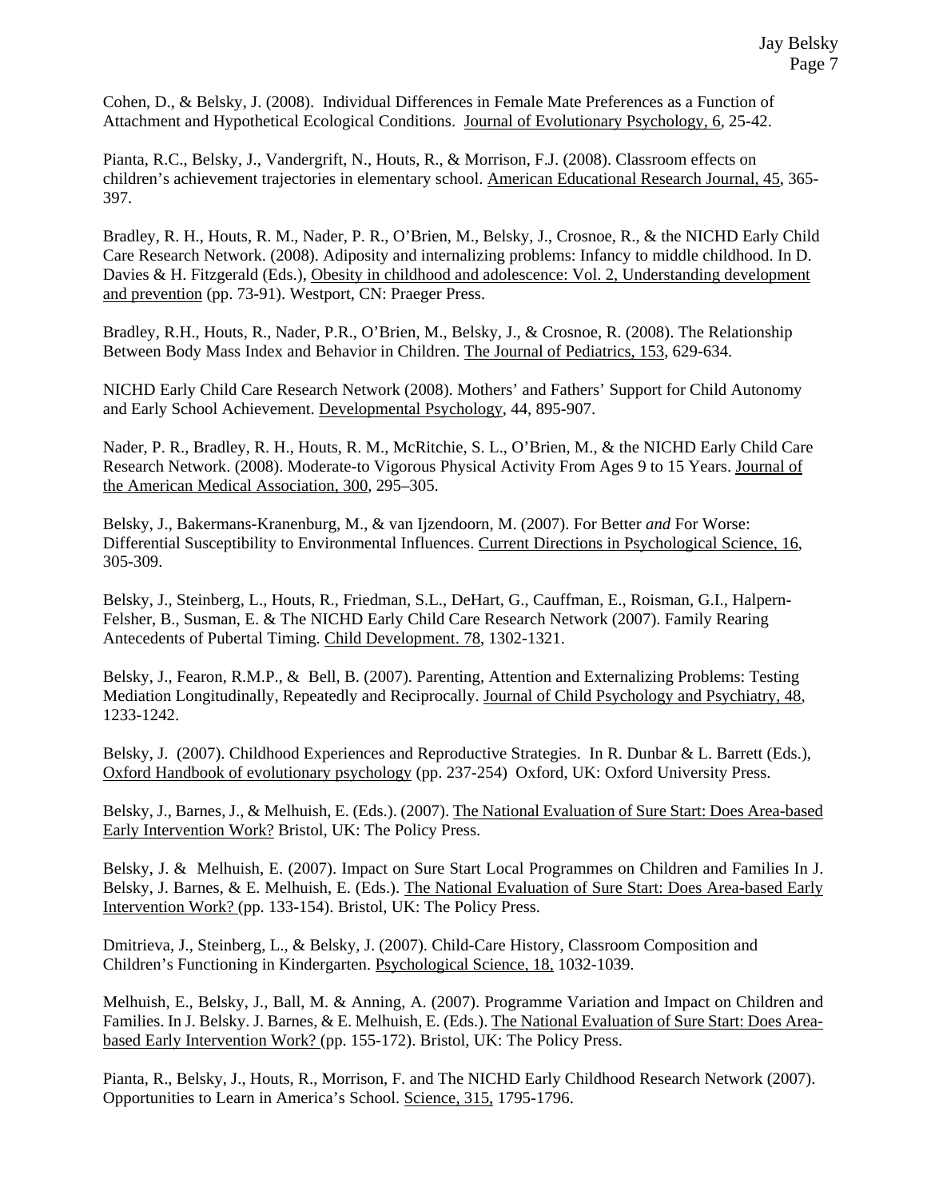Cohen, D., & Belsky, J. (2008). Individual Differences in Female Mate Preferences as a Function of Attachment and Hypothetical Ecological Conditions. Journal of Evolutionary Psychology, 6, 25-42.

Pianta, R.C., Belsky, J., Vandergrift, N., Houts, R., & Morrison, F.J. (2008). Classroom effects on children's achievement trajectories in elementary school. American Educational Research Journal, 45, 365-397.

Bradley, R. H., Houts, R. M., Nader, P. R., O'Brien, M., Belsky, J., Crosnoe, R., & the NICHD Early Child Care Research Network. (2008). Adiposity and internalizing problems: Infancy to middle childhood. In D. Davies & H. Fitzgerald (Eds.), Obesity in childhood and adolescence: Vol. 2, Understanding development and prevention (pp. 73-91). Westport, CN: Praeger Press.

Bradley, R.H., Houts, R., Nader, P.R., O'Brien, M., Belsky, J., & Crosnoe, R. (2008). The Relationship Between Body Mass Index and Behavior in Children. The Journal of Pediatrics, 153, 629-634.

NICHD Early Child Care Research Network (2008). Mothers' and Fathers' Support for Child Autonomy and Early School Achievement. Developmental Psychology, 44, 895-907.

Nader, P. R., Bradley, R. H., Houts, R. M., McRitchie, S. L., O'Brien, M., & the NICHD Early Child Care Research Network. (2008). Moderate-to Vigorous Physical Activity From Ages 9 to 15 Years. Journal of the American Medical Association, 300, 295–305.

Belsky, J., Bakermans-Kranenburg, M., & van Ijzendoorn, M. (2007). For Better *and* For Worse: Differential Susceptibility to Environmental Influences. Current Directions in Psychological Science, 16, 305-309.

Belsky, J., Steinberg, L., Houts, R., Friedman, S.L., DeHart, G., Cauffman, E., Roisman, G.I., Halpern-Felsher, B., Susman, E. & The NICHD Early Child Care Research Network (2007). Family Rearing Antecedents of Pubertal Timing. Child Development. 78, 1302-1321.

Belsky, J., Fearon, R.M.P., & Bell, B. (2007). Parenting, Attention and Externalizing Problems: Testing Mediation Longitudinally, Repeatedly and Reciprocally. Journal of Child Psychology and Psychiatry, 48, 1233-1242.

Belsky, J. (2007). Childhood Experiences and Reproductive Strategies. In R. Dunbar & L. Barrett (Eds.), Oxford Handbook of evolutionary psychology (pp. 237-254) Oxford, UK: Oxford University Press.

Belsky, J., Barnes, J., & Melhuish, E. (Eds.). (2007). The National Evaluation of Sure Start: Does Area-based Early Intervention Work? Bristol, UK: The Policy Press.

Belsky, J. & Melhuish, E. (2007). Impact on Sure Start Local Programmes on Children and Families In J. Belsky, J. Barnes, & E. Melhuish, E. (Eds.). The National Evaluation of Sure Start: Does Area-based Early Intervention Work? (pp. 133-154). Bristol, UK: The Policy Press.

Dmitrieva, J., Steinberg, L., & Belsky, J. (2007). Child-Care History, Classroom Composition and Children's Functioning in Kindergarten. Psychological Science, 18, 1032-1039.

Melhuish, E., Belsky, J., Ball, M. & Anning, A. (2007). Programme Variation and Impact on Children and Families. In J. Belsky. J. Barnes, & E. Melhuish, E. (Eds.). The National Evaluation of Sure Start: Does Area-based Early Intervention Work? (pp. 155-172). Bristol, UK: The Policy Press.

Pianta, R., Belsky, J., Houts, R., Morrison, F. and The NICHD Early Childhood Research Network (2007). Opportunities to Learn in America's School. Science, 315, 1795-1796.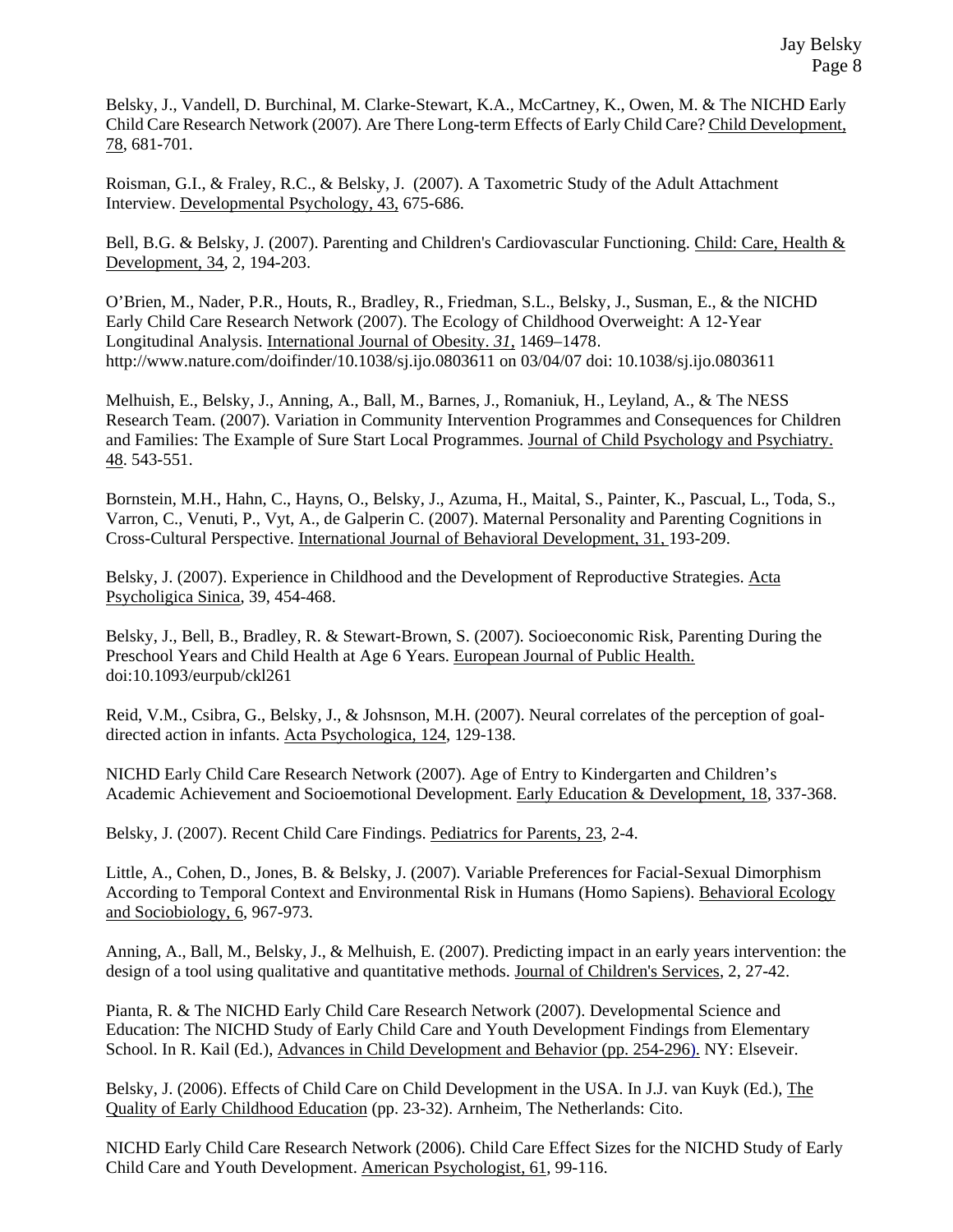Belsky, J., Vandell, D. Burchinal, M. Clarke-Stewart, K.A., McCartney, K., Owen, M. & The NICHD Early Child Care Research Network (2007). Are There Long-term Effects of Early Child Care? Child Development, 78, 681-701.

Roisman, G.I., & Fraley, R.C., & Belsky, J. (2007). A Taxometric Study of the Adult Attachment Interview. Developmental Psychology, 43, 675-686.

Bell, B.G. & Belsky, J. (2007). Parenting and Children's Cardiovascular Functioning. Child: Care, Health & Development, 34, 2, 194-203.

O'Brien, M., Nader, P.R., Houts, R., Bradley, R., Friedman, S.L., Belsky, J., Susman, E., & the NICHD Early Child Care Research Network (2007). The Ecology of Childhood Overweight: A 12-Year Longitudinal Analysis. International Journal of Obesity. *31*, 1469–1478. http://www.nature.com/doifinder/10.1038/sj.ijo.0803611 on 03/04/07 doi: 10.1038/sj.ijo.0803611

Melhuish, E., Belsky, J., Anning, A., Ball, M., Barnes, J., Romaniuk, H., Leyland, A., & The NESS Research Team. (2007). Variation in Community Intervention Programmes and Consequences for Children and Families: The Example of Sure Start Local Programmes. Journal of Child Psychology and Psychiatry. 48. 543-551.

Bornstein, M.H., Hahn, C., Hayns, O., Belsky, J., Azuma, H., Maital, S., Painter, K., Pascual, L., Toda, S., Varron, C., Venuti, P., Vyt, A., de Galperin C. (2007). Maternal Personality and Parenting Cognitions in Cross-Cultural Perspective. International Journal of Behavioral Development, 31, 193-209.

Belsky, J. (2007). Experience in Childhood and the Development of Reproductive Strategies. Acta Psycholigica Sinica, 39, 454-468.

Belsky, J., Bell, B., Bradley, R. & Stewart-Brown, S. (2007). Socioeconomic Risk, Parenting During the Preschool Years and Child Health at Age 6 Years. European Journal of Public Health. doi:10.1093/eurpub/ckl261

Reid, V.M., Csibra, G., Belsky, J., & Johsnson, M.H. (2007). Neural correlates of the perception of goal-directed action in infants. Acta Psychologica, 124, 129-138.

NICHD Early Child Care Research Network (2007). Age of Entry to Kindergarten and Children's Academic Achievement and Socioemotional Development. Early Education & Development, 18, 337-368.

Belsky, J. (2007). Recent Child Care Findings. Pediatrics for Parents, 23, 2-4.

Little, A., Cohen, D., Jones, B. & Belsky, J. (2007). Variable Preferences for Facial-Sexual Dimorphism According to Temporal Context and Environmental Risk in Humans (Homo Sapiens). Behavioral Ecology and Sociobiology, 6, 967-973.

Anning, A., Ball, M., Belsky, J., & Melhuish, E. (2007). Predicting impact in an early years intervention: the design of a tool using qualitative and quantitative methods. Journal of Children's Services, 2, 27-42.

Pianta, R. & The NICHD Early Child Care Research Network (2007). Developmental Science and Education: The NICHD Study of Early Child Care and Youth Development Findings from Elementary School. In R. Kail (Ed.), Advances in Child Development and Behavior (pp. 254-296). NY: Elseveir.

Belsky, J. (2006). Effects of Child Care on Child Development in the USA. In J.J. van Kuyk (Ed.), The Quality of Early Childhood Education (pp. 23-32). Arnheim, The Netherlands: Cito.

NICHD Early Child Care Research Network (2006). Child Care Effect Sizes for the NICHD Study of Early Child Care and Youth Development. American Psychologist, 61, 99-116.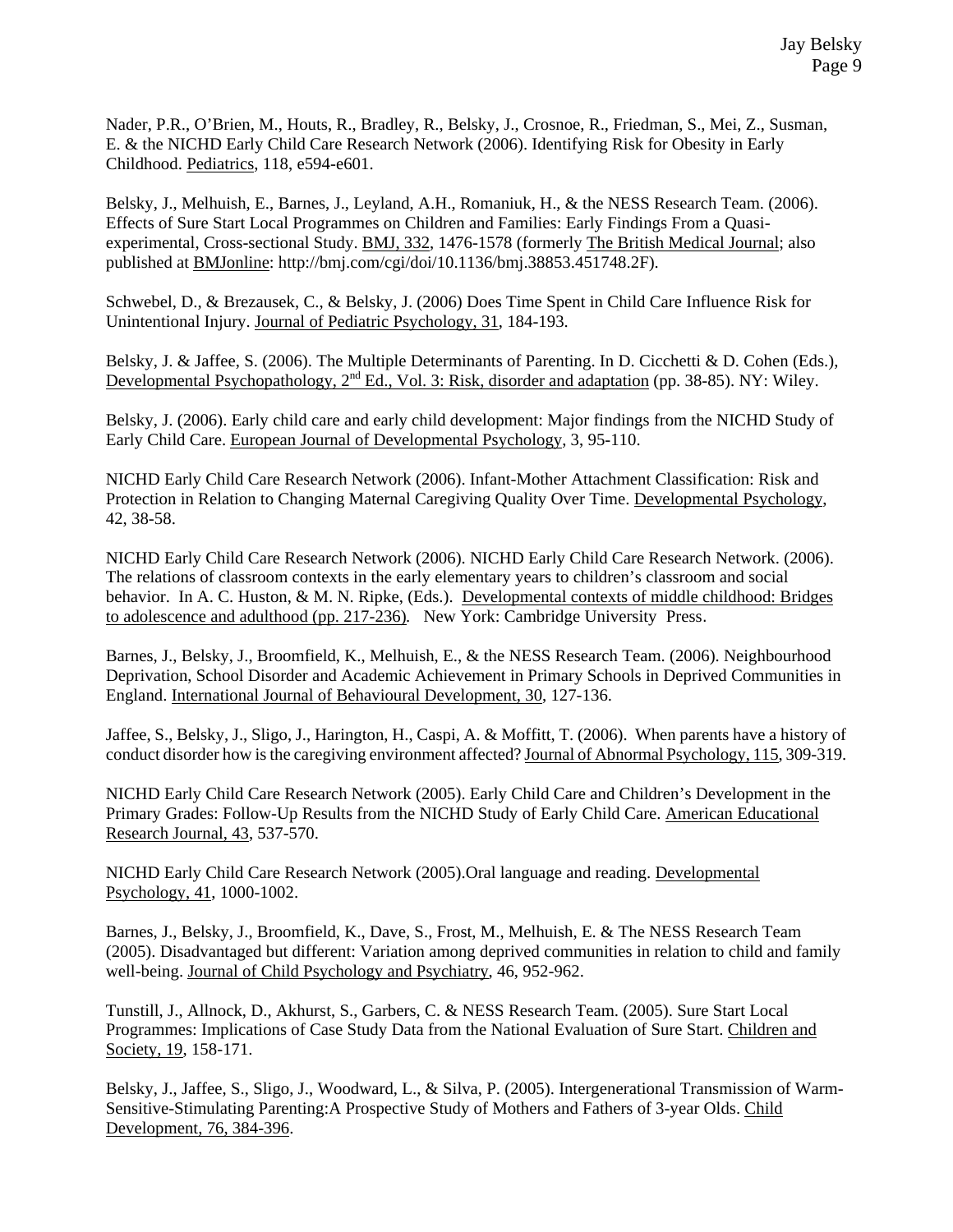Nader, P.R., O'Brien, M., Houts, R., Bradley, R., Belsky, J., Crosnoe, R., Friedman, S., Mei, Z., Susman, E. & the NICHD Early Child Care Research Network (2006). Identifying Risk for Obesity in Early Childhood. Pediatrics, 118, e594-e601.

Belsky, J., Melhuish, E., Barnes, J., Leyland, A.H., Romaniuk, H., & the NESS Research Team. (2006). Effects of Sure Start Local Programmes on Children and Families: Early Findings From a Quasi-experimental, Cross-sectional Study. BMJ, 332, 1476-1578 (formerly The British Medical Journal; also published at BMJonline: http://bmj.com/cgi/doi/10.1136/bmj.38853.451748.2F).

Schwebel, D., & Brezausek, C., & Belsky, J. (2006) Does Time Spent in Child Care Influence Risk for Unintentional Injury. Journal of Pediatric Psychology, 31, 184-193.

Belsky, J. & Jaffee, S. (2006). The Multiple Determinants of Parenting. In D. Cicchetti & D. Cohen (Eds.), Developmental Psychopathology, 2nd Ed., Vol. 3: Risk, disorder and adaptation (pp. 38-85). NY: Wiley.

Belsky, J. (2006). Early child care and early child development: Major findings from the NICHD Study of Early Child Care. European Journal of Developmental Psychology, 3, 95-110.

NICHD Early Child Care Research Network (2006). Infant-Mother Attachment Classification: Risk and Protection in Relation to Changing Maternal Caregiving Quality Over Time. Developmental Psychology, 42, 38-58.

NICHD Early Child Care Research Network (2006). NICHD Early Child Care Research Network. (2006). The relations of classroom contexts in the early elementary years to children's classroom and social behavior. In A. C. Huston, & M. N. Ripke, (Eds.). Developmental contexts of middle childhood: Bridges to adolescence and adulthood (pp. 217-236). New York: Cambridge University Press.

Barnes, J., Belsky, J., Broomfield, K., Melhuish, E., & the NESS Research Team. (2006). Neighbourhood Deprivation, School Disorder and Academic Achievement in Primary Schools in Deprived Communities in England. International Journal of Behavioural Development, 30, 127-136.

Jaffee, S., Belsky, J., Sligo, J., Harington, H., Caspi, A. & Moffitt, T. (2006). When parents have a history of conduct disorder how is the caregiving environment affected? Journal of Abnormal Psychology, 115, 309-319.

NICHD Early Child Care Research Network (2005). Early Child Care and Children's Development in the Primary Grades: Follow-Up Results from the NICHD Study of Early Child Care. American Educational Research Journal, 43, 537-570.

NICHD Early Child Care Research Network (2005).Oral language and reading. Developmental Psychology, 41, 1000-1002.

Barnes, J., Belsky, J., Broomfield, K., Dave, S., Frost, M., Melhuish, E. & The NESS Research Team (2005). Disadvantaged but different: Variation among deprived communities in relation to child and family well-being. Journal of Child Psychology and Psychiatry, 46, 952-962.

Tunstill, J., Allnock, D., Akhurst, S., Garbers, C. & NESS Research Team. (2005). Sure Start Local Programmes: Implications of Case Study Data from the National Evaluation of Sure Start. Children and Society, 19, 158-171.

Belsky, J., Jaffee, S., Sligo, J., Woodward, L., & Silva, P. (2005). Intergenerational Transmission of Warm-Sensitive-Stimulating Parenting:A Prospective Study of Mothers and Fathers of 3-year Olds. Child Development, 76, 384-396.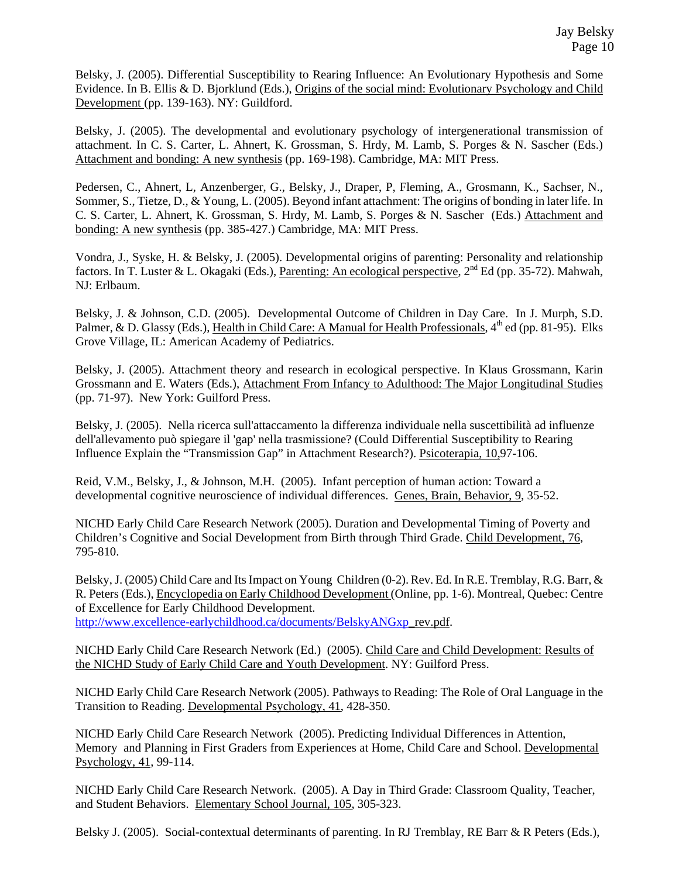Belsky, J. (2005). Differential Susceptibility to Rearing Influence: An Evolutionary Hypothesis and Some Evidence. In B. Ellis & D. Bjorklund (Eds.), Origins of the social mind: Evolutionary Psychology and Child Development (pp. 139-163). NY: Guildford.

Belsky, J. (2005). The developmental and evolutionary psychology of intergenerational transmission of attachment. In C. S. Carter, L. Ahnert, K. Grossman, S. Hrdy, M. Lamb, S. Porges & N. Sascher (Eds.) Attachment and bonding: A new synthesis (pp. 169-198). Cambridge, MA: MIT Press.

Pedersen, C., Ahnert, L, Anzenberger, G., Belsky, J., Draper, P, Fleming, A., Grosmann, K., Sachser, N., Sommer, S., Tietze, D., & Young, L. (2005). Beyond infant attachment: The origins of bonding in later life. In C. S. Carter, L. Ahnert, K. Grossman, S. Hrdy, M. Lamb, S. Porges & N. Sascher (Eds.) Attachment and bonding: A new synthesis (pp. 385-427.) Cambridge, MA: MIT Press.

Vondra, J., Syske, H. & Belsky, J. (2005). Developmental origins of parenting: Personality and relationship factors. In T. Luster & L. Okagaki (Eds.), Parenting: An ecological perspective, 2nd Ed (pp. 35-72). Mahwah, NJ: Erlbaum.

Belsky, J. & Johnson, C.D. (2005). Developmental Outcome of Children in Day Care. In J. Murph, S.D. Palmer, & D. Glassy (Eds.), Health in Child Care: A Manual for Health Professionals, 4th ed (pp. 81-95). Elks Grove Village, IL: American Academy of Pediatrics.

Belsky, J. (2005). Attachment theory and research in ecological perspective. In Klaus Grossmann, Karin Grossmann and E. Waters (Eds.), Attachment From Infancy to Adulthood: The Major Longitudinal Studies (pp. 71-97). New York: Guilford Press.

Belsky, J. (2005). Nella ricerca sull'attaccamento la differenza individuale nella suscettibilità ad influenze dell'allevamento può spiegare il 'gap' nella trasmissione? (Could Differential Susceptibility to Rearing Influence Explain the "Transmission Gap" in Attachment Research?). Psicoterapia, 10,97-106.

Reid, V.M., Belsky, J., & Johnson, M.H. (2005). Infant perception of human action: Toward a developmental cognitive neuroscience of individual differences. Genes, Brain, Behavior, 9, 35-52.

NICHD Early Child Care Research Network (2005). Duration and Developmental Timing of Poverty and Children's Cognitive and Social Development from Birth through Third Grade. Child Development, 76, 795-810.

Belsky, J. (2005) Child Care and Its Impact on Young Children (0-2). Rev. Ed. In R.E. Tremblay, R.G. Barr, & R. Peters (Eds.), Encyclopedia on Early Childhood Development (Online, pp. 1-6). Montreal, Quebec: Centre of Excellence for Early Childhood Development. http://www.excellence-earlychildhood.ca/documents/BelskyANGxp_rev.pdf.

NICHD Early Child Care Research Network (Ed.) (2005). Child Care and Child Development: Results of the NICHD Study of Early Child Care and Youth Development. NY: Guilford Press.

NICHD Early Child Care Research Network (2005). Pathways to Reading: The Role of Oral Language in the Transition to Reading. Developmental Psychology, 41, 428-350.

NICHD Early Child Care Research Network (2005). Predicting Individual Differences in Attention, Memory and Planning in First Graders from Experiences at Home, Child Care and School. Developmental Psychology, 41, 99-114.

NICHD Early Child Care Research Network. (2005). A Day in Third Grade: Classroom Quality, Teacher, and Student Behaviors. Elementary School Journal, 105, 305-323.

Belsky J. (2005). Social-contextual determinants of parenting. In RJ Tremblay, RE Barr & R Peters (Eds.),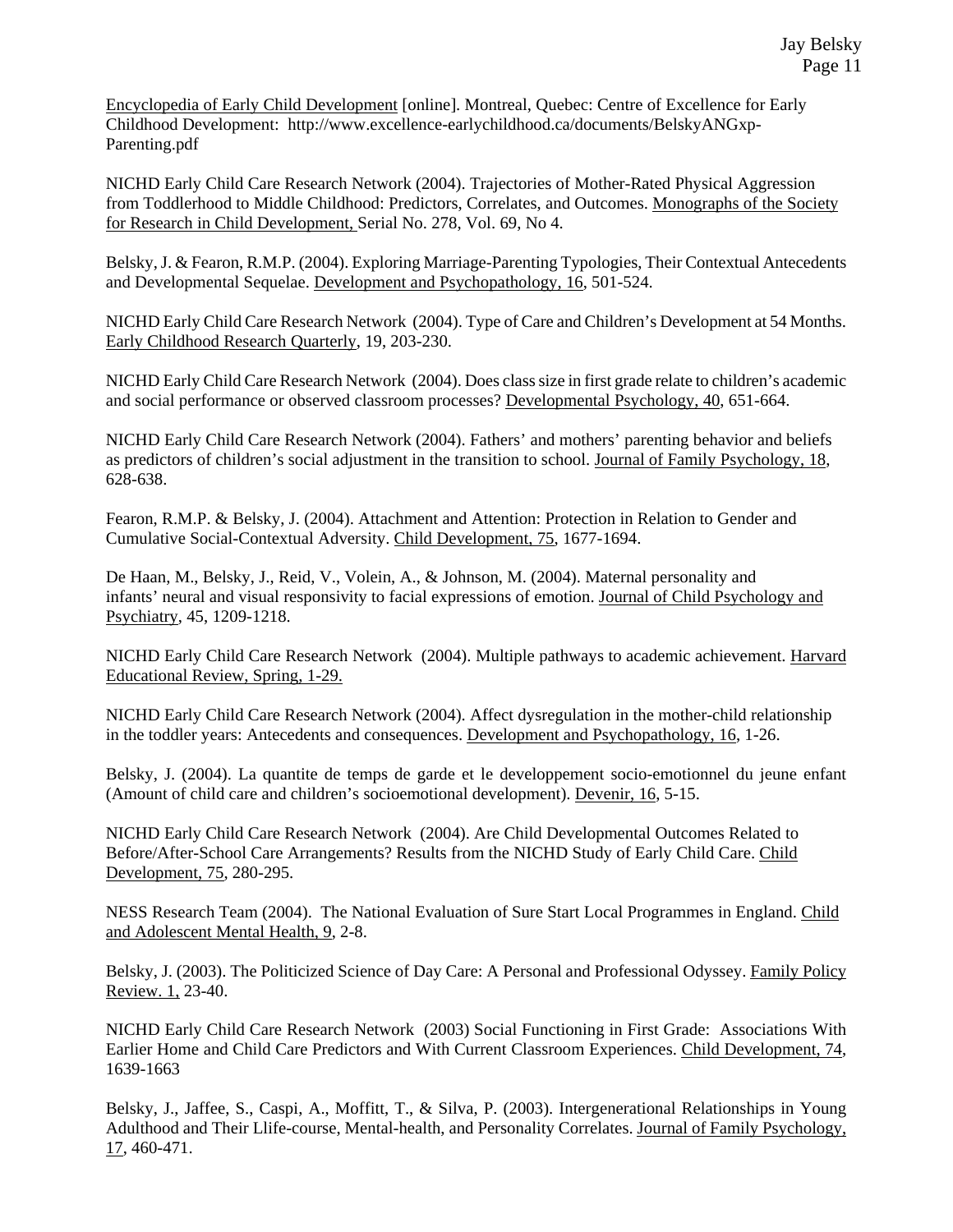Encyclopedia of Early Child Development [online]. Montreal, Quebec: Centre of Excellence for Early Childhood Development: http://www.excellence-earlychildhood.ca/documents/BelskyANGxp-Parenting.pdf

NICHD Early Child Care Research Network (2004). Trajectories of Mother-Rated Physical Aggression from Toddlerhood to Middle Childhood: Predictors, Correlates, and Outcomes. Monographs of the Society for Research in Child Development, Serial No. 278, Vol. 69, No 4.

Belsky, J. & Fearon, R.M.P. (2004). Exploring Marriage-Parenting Typologies, Their Contextual Antecedents and Developmental Sequelae. Development and Psychopathology, 16, 501-524.

NICHD Early Child Care Research Network (2004). Type of Care and Children's Development at 54 Months. Early Childhood Research Quarterly, 19, 203-230.

NICHD Early Child Care Research Network (2004). Does class size in first grade relate to children's academic and social performance or observed classroom processes? Developmental Psychology, 40, 651-664.

NICHD Early Child Care Research Network (2004). Fathers' and mothers' parenting behavior and beliefs as predictors of children's social adjustment in the transition to school. Journal of Family Psychology, 18, 628-638.

Fearon, R.M.P. & Belsky, J. (2004). Attachment and Attention: Protection in Relation to Gender and Cumulative Social-Contextual Adversity. Child Development, 75, 1677-1694.

De Haan, M., Belsky, J., Reid, V., Volein, A., & Johnson, M. (2004). Maternal personality and infants' neural and visual responsivity to facial expressions of emotion. Journal of Child Psychology and Psychiatry, 45, 1209-1218.

NICHD Early Child Care Research Network (2004). Multiple pathways to academic achievement. Harvard Educational Review, Spring, 1-29.

NICHD Early Child Care Research Network (2004). Affect dysregulation in the mother-child relationship in the toddler years: Antecedents and consequences. Development and Psychopathology, 16, 1-26.

Belsky, J. (2004). La quantite de temps de garde et le developpement socio-emotionnel du jeune enfant (Amount of child care and children's socioemotional development). Devenir, 16, 5-15.

NICHD Early Child Care Research Network (2004). Are Child Developmental Outcomes Related to Before/After-School Care Arrangements? Results from the NICHD Study of Early Child Care. Child Development, 75, 280-295.

NESS Research Team (2004). The National Evaluation of Sure Start Local Programmes in England. Child and Adolescent Mental Health, 9, 2-8.

Belsky, J. (2003). The Politicized Science of Day Care: A Personal and Professional Odyssey. Family Policy Review. 1, 23-40.

NICHD Early Child Care Research Network (2003) Social Functioning in First Grade: Associations With Earlier Home and Child Care Predictors and With Current Classroom Experiences. Child Development, 74, 1639-1663

Belsky, J., Jaffee, S., Caspi, A., Moffitt, T., & Silva, P. (2003). Intergenerational Relationships in Young Adulthood and Their Llife-course, Mental-health, and Personality Correlates. Journal of Family Psychology, 17, 460-471.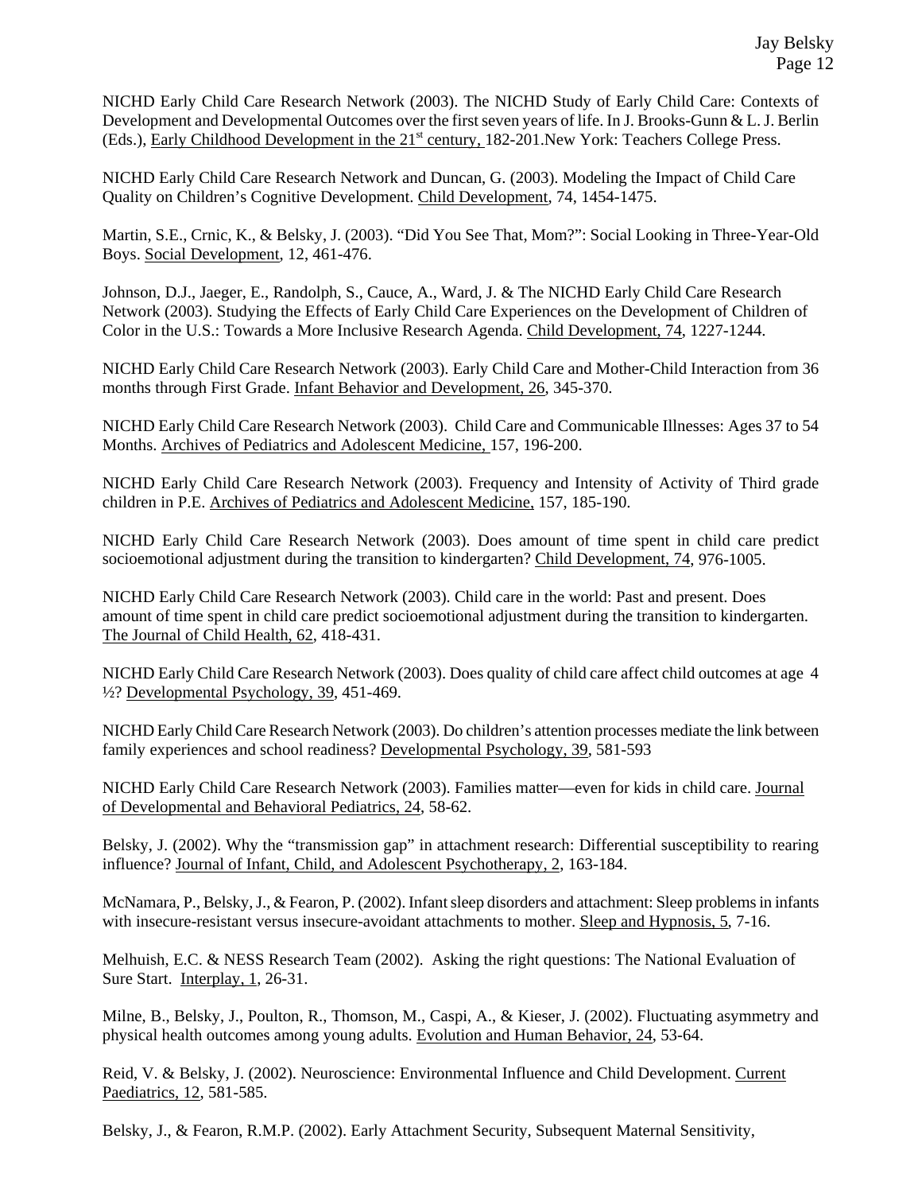NICHD Early Child Care Research Network (2003). The NICHD Study of Early Child Care: Contexts of Development and Developmental Outcomes over the first seven years of life. In J. Brooks-Gunn & L. J. Berlin (Eds.), Early Childhood Development in the 21st century, 182-201.New York: Teachers College Press.

NICHD Early Child Care Research Network and Duncan, G. (2003). Modeling the Impact of Child Care Quality on Children's Cognitive Development. Child Development, 74, 1454-1475.

Martin, S.E., Crnic, K., & Belsky, J. (2003). "Did You See That, Mom?": Social Looking in Three-Year-Old Boys. Social Development, 12, 461-476.

Johnson, D.J., Jaeger, E., Randolph, S., Cauce, A., Ward, J. & The NICHD Early Child Care Research Network (2003). Studying the Effects of Early Child Care Experiences on the Development of Children of Color in the U.S.: Towards a More Inclusive Research Agenda. Child Development, 74, 1227-1244.

NICHD Early Child Care Research Network (2003). Early Child Care and Mother-Child Interaction from 36 months through First Grade. Infant Behavior and Development, 26, 345-370.

NICHD Early Child Care Research Network (2003). Child Care and Communicable Illnesses: Ages 37 to 54 Months. Archives of Pediatrics and Adolescent Medicine, 157, 196-200.

NICHD Early Child Care Research Network (2003). Frequency and Intensity of Activity of Third grade children in P.E. Archives of Pediatrics and Adolescent Medicine, 157, 185-190.

NICHD Early Child Care Research Network (2003). Does amount of time spent in child care predict socioemotional adjustment during the transition to kindergarten? Child Development, 74, 976-1005.

NICHD Early Child Care Research Network (2003). Child care in the world: Past and present. Does amount of time spent in child care predict socioemotional adjustment during the transition to kindergarten. The Journal of Child Health, 62, 418-431.

NICHD Early Child Care Research Network (2003). Does quality of child care affect child outcomes at age 4 ½? Developmental Psychology, 39, 451-469.

NICHD Early Child Care Research Network (2003). Do children's attention processes mediate the link between family experiences and school readiness? Developmental Psychology, 39, 581-593

NICHD Early Child Care Research Network (2003). Families matter—even for kids in child care. Journal of Developmental and Behavioral Pediatrics, 24, 58-62.

Belsky, J. (2002). Why the "transmission gap" in attachment research: Differential susceptibility to rearing influence? Journal of Infant, Child, and Adolescent Psychotherapy, 2, 163-184.

McNamara, P., Belsky, J., & Fearon, P. (2002). Infant sleep disorders and attachment: Sleep problems in infants with insecure-resistant versus insecure-avoidant attachments to mother. Sleep and Hypnosis, 5, 7-16.

Melhuish, E.C. & NESS Research Team (2002). Asking the right questions: The National Evaluation of Sure Start. Interplay, 1, 26-31.

Milne, B., Belsky, J., Poulton, R., Thomson, M., Caspi, A., & Kieser, J. (2002). Fluctuating asymmetry and physical health outcomes among young adults. Evolution and Human Behavior, 24, 53-64.

Reid, V. & Belsky, J. (2002). Neuroscience: Environmental Influence and Child Development. Current Paediatrics, 12, 581-585.

Belsky, J., & Fearon, R.M.P. (2002). Early Attachment Security, Subsequent Maternal Sensitivity,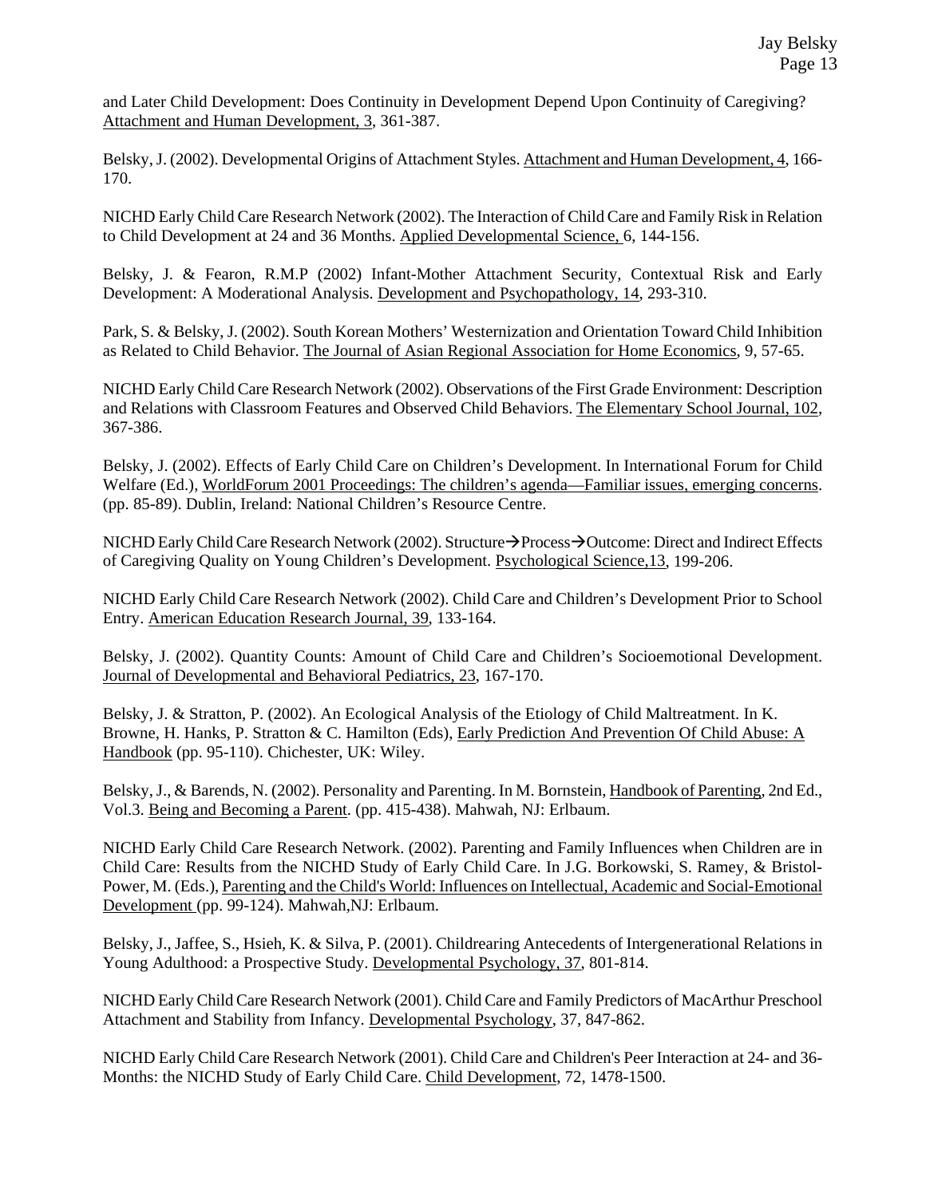and Later Child Development: Does Continuity in Development Depend Upon Continuity of Caregiving? Attachment and Human Development, 3, 361-387.

Belsky, J. (2002). Developmental Origins of Attachment Styles. Attachment and Human Development, 4, 166-170.

NICHD Early Child Care Research Network (2002). The Interaction of Child Care and Family Risk in Relation to Child Development at 24 and 36 Months. Applied Developmental Science, 6, 144-156.

Belsky, J. & Fearon, R.M.P (2002) Infant-Mother Attachment Security, Contextual Risk and Early Development: A Moderational Analysis. Development and Psychopathology, 14, 293-310.

Park, S. & Belsky, J. (2002). South Korean Mothers' Westernization and Orientation Toward Child Inhibition as Related to Child Behavior. The Journal of Asian Regional Association for Home Economics, 9, 57-65.

NICHD Early Child Care Research Network (2002). Observations of the First Grade Environment: Description and Relations with Classroom Features and Observed Child Behaviors. The Elementary School Journal, 102, 367-386.

Belsky, J. (2002). Effects of Early Child Care on Children's Development. In International Forum for Child Welfare (Ed.), WorldForum 2001 Proceedings: The children's agenda—Familiar issues, emerging concerns. (pp. 85-89). Dublin, Ireland: National Children's Resource Centre.

NICHD Early Child Care Research Network (2002). Structure→Process→Outcome: Direct and Indirect Effects of Caregiving Quality on Young Children's Development. Psychological Science,13, 199-206.

NICHD Early Child Care Research Network (2002). Child Care and Children's Development Prior to School Entry. American Education Research Journal, 39, 133-164.

Belsky, J. (2002). Quantity Counts: Amount of Child Care and Children's Socioemotional Development. Journal of Developmental and Behavioral Pediatrics, 23, 167-170.

Belsky, J. & Stratton, P. (2002). An Ecological Analysis of the Etiology of Child Maltreatment. In K. Browne, H. Hanks, P. Stratton & C. Hamilton (Eds), Early Prediction And Prevention Of Child Abuse: A Handbook (pp. 95-110). Chichester, UK: Wiley.

Belsky, J., & Barends, N. (2002). Personality and Parenting. In M. Bornstein, Handbook of Parenting, 2nd Ed., Vol.3. Being and Becoming a Parent. (pp. 415-438). Mahwah, NJ: Erlbaum.

NICHD Early Child Care Research Network. (2002). Parenting and Family Influences when Children are in Child Care: Results from the NICHD Study of Early Child Care. In J.G. Borkowski, S. Ramey, & Bristol-Power, M. (Eds.), Parenting and the Child's World: Influences on Intellectual, Academic and Social-Emotional Development (pp. 99-124). Mahwah,NJ: Erlbaum.

Belsky, J., Jaffee, S., Hsieh, K. & Silva, P. (2001). Childrearing Antecedents of Intergenerational Relations in Young Adulthood: a Prospective Study. Developmental Psychology, 37, 801-814.

NICHD Early Child Care Research Network (2001). Child Care and Family Predictors of MacArthur Preschool Attachment and Stability from Infancy. Developmental Psychology, 37, 847-862.

NICHD Early Child Care Research Network (2001). Child Care and Children's Peer Interaction at 24- and 36-Months: the NICHD Study of Early Child Care. Child Development, 72, 1478-1500.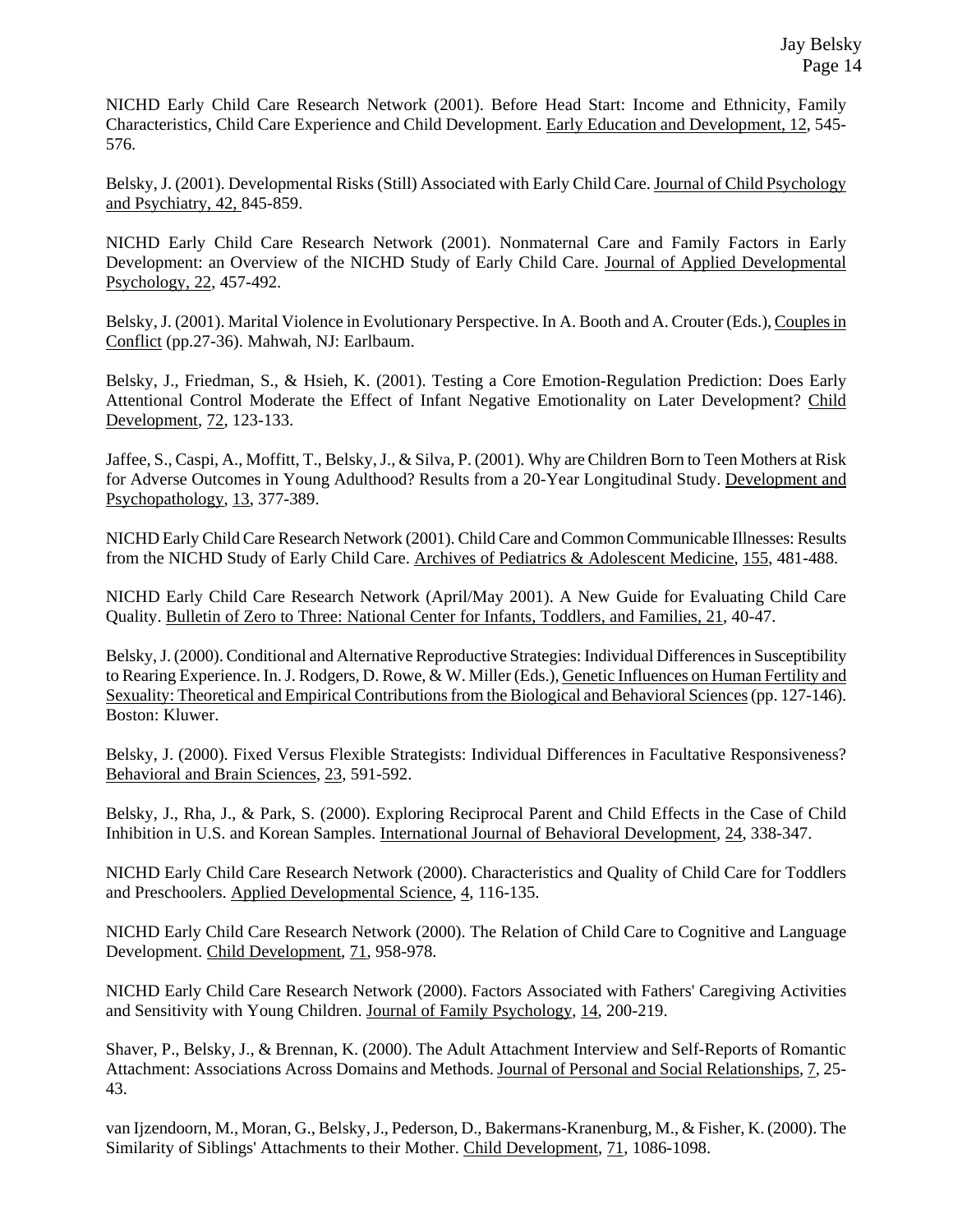NICHD Early Child Care Research Network (2001). Before Head Start: Income and Ethnicity, Family Characteristics, Child Care Experience and Child Development. Early Education and Development, 12, 545-576.

Belsky, J. (2001). Developmental Risks (Still) Associated with Early Child Care. Journal of Child Psychology and Psychiatry, 42, 845-859.

NICHD Early Child Care Research Network (2001). Nonmaternal Care and Family Factors in Early Development: an Overview of the NICHD Study of Early Child Care. Journal of Applied Developmental Psychology, 22, 457-492.

Belsky, J. (2001). Marital Violence in Evolutionary Perspective. In A. Booth and A. Crouter (Eds.), Couples in Conflict (pp.27-36). Mahwah, NJ: Earlbaum.

Belsky, J., Friedman, S., & Hsieh, K. (2001). Testing a Core Emotion-Regulation Prediction: Does Early Attentional Control Moderate the Effect of Infant Negative Emotionality on Later Development? Child Development, 72, 123-133.

Jaffee, S., Caspi, A., Moffitt, T., Belsky, J., & Silva, P. (2001). Why are Children Born to Teen Mothers at Risk for Adverse Outcomes in Young Adulthood? Results from a 20-Year Longitudinal Study. Development and Psychopathology, 13, 377-389.

NICHD Early Child Care Research Network (2001). Child Care and Common Communicable Illnesses: Results from the NICHD Study of Early Child Care. Archives of Pediatrics & Adolescent Medicine, 155, 481-488.

NICHD Early Child Care Research Network (April/May 2001). A New Guide for Evaluating Child Care Quality. Bulletin of Zero to Three: National Center for Infants, Toddlers, and Families, 21, 40-47.

Belsky, J. (2000). Conditional and Alternative Reproductive Strategies: Individual Differences in Susceptibility to Rearing Experience. In. J. Rodgers, D. Rowe, & W. Miller (Eds.), Genetic Influences on Human Fertility and Sexuality: Theoretical and Empirical Contributions from the Biological and Behavioral Sciences (pp. 127-146). Boston: Kluwer.

Belsky, J. (2000). Fixed Versus Flexible Strategists: Individual Differences in Facultative Responsiveness? Behavioral and Brain Sciences, 23, 591-592.

Belsky, J., Rha, J., & Park, S. (2000). Exploring Reciprocal Parent and Child Effects in the Case of Child Inhibition in U.S. and Korean Samples. International Journal of Behavioral Development, 24, 338-347.

NICHD Early Child Care Research Network (2000). Characteristics and Quality of Child Care for Toddlers and Preschoolers. Applied Developmental Science, 4, 116-135.

NICHD Early Child Care Research Network (2000). The Relation of Child Care to Cognitive and Language Development. Child Development, 71, 958-978.

NICHD Early Child Care Research Network (2000). Factors Associated with Fathers' Caregiving Activities and Sensitivity with Young Children. Journal of Family Psychology, 14, 200-219.

Shaver, P., Belsky, J., & Brennan, K. (2000). The Adult Attachment Interview and Self-Reports of Romantic Attachment: Associations Across Domains and Methods. Journal of Personal and Social Relationships, 7, 25-43.

van Ijzendoorn, M., Moran, G., Belsky, J., Pederson, D., Bakermans-Kranenburg, M., & Fisher, K. (2000). The Similarity of Siblings' Attachments to their Mother. Child Development, 71, 1086-1098.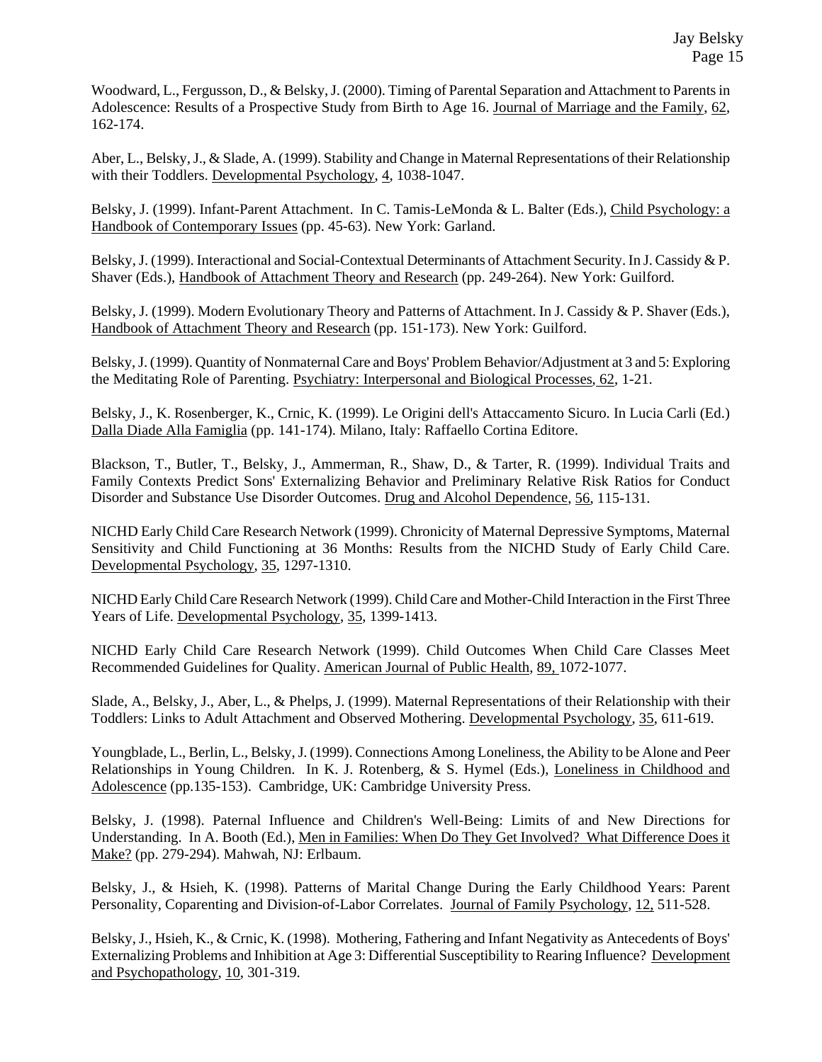Woodward, L., Fergusson, D., & Belsky, J. (2000). Timing of Parental Separation and Attachment to Parents in Adolescence: Results of a Prospective Study from Birth to Age 16. Journal of Marriage and the Family, 62, 162-174.

Aber, L., Belsky, J., & Slade, A. (1999). Stability and Change in Maternal Representations of their Relationship with their Toddlers. Developmental Psychology, 4, 1038-1047.

Belsky, J. (1999). Infant-Parent Attachment. In C. Tamis-LeMonda & L. Balter (Eds.), Child Psychology: a Handbook of Contemporary Issues (pp. 45-63). New York: Garland.

Belsky, J. (1999). Interactional and Social-Contextual Determinants of Attachment Security. In J. Cassidy & P. Shaver (Eds.), Handbook of Attachment Theory and Research (pp. 249-264). New York: Guilford.

Belsky, J. (1999). Modern Evolutionary Theory and Patterns of Attachment. In J. Cassidy & P. Shaver (Eds.), Handbook of Attachment Theory and Research (pp. 151-173). New York: Guilford.

Belsky, J. (1999). Quantity of Nonmaternal Care and Boys' Problem Behavior/Adjustment at 3 and 5: Exploring the Meditating Role of Parenting. Psychiatry: Interpersonal and Biological Processes, 62, 1-21.

Belsky, J., K. Rosenberger, K., Crnic, K. (1999). Le Origini dell's Attaccamento Sicuro. In Lucia Carli (Ed.) Dalla Diade Alla Famiglia (pp. 141-174). Milano, Italy: Raffaello Cortina Editore.

Blackson, T., Butler, T., Belsky, J., Ammerman, R., Shaw, D., & Tarter, R. (1999). Individual Traits and Family Contexts Predict Sons' Externalizing Behavior and Preliminary Relative Risk Ratios for Conduct Disorder and Substance Use Disorder Outcomes. Drug and Alcohol Dependence, 56, 115-131.

NICHD Early Child Care Research Network (1999). Chronicity of Maternal Depressive Symptoms, Maternal Sensitivity and Child Functioning at 36 Months: Results from the NICHD Study of Early Child Care. Developmental Psychology, 35, 1297-1310.

NICHD Early Child Care Research Network (1999). Child Care and Mother-Child Interaction in the First Three Years of Life. Developmental Psychology, 35, 1399-1413.

NICHD Early Child Care Research Network (1999). Child Outcomes When Child Care Classes Meet Recommended Guidelines for Quality. American Journal of Public Health, 89, 1072-1077.

Slade, A., Belsky, J., Aber, L., & Phelps, J. (1999). Maternal Representations of their Relationship with their Toddlers: Links to Adult Attachment and Observed Mothering. Developmental Psychology, 35, 611-619.

Youngblade, L., Berlin, L., Belsky, J. (1999). Connections Among Loneliness, the Ability to be Alone and Peer Relationships in Young Children. In K. J. Rotenberg, & S. Hymel (Eds.), Loneliness in Childhood and Adolescence (pp.135-153). Cambridge, UK: Cambridge University Press.

Belsky, J. (1998). Paternal Influence and Children's Well-Being: Limits of and New Directions for Understanding. In A. Booth (Ed.), Men in Families: When Do They Get Involved? What Difference Does it Make? (pp. 279-294). Mahwah, NJ: Erlbaum.

Belsky, J., & Hsieh, K. (1998). Patterns of Marital Change During the Early Childhood Years: Parent Personality, Coparenting and Division-of-Labor Correlates. Journal of Family Psychology, 12, 511-528.

Belsky, J., Hsieh, K., & Crnic, K. (1998). Mothering, Fathering and Infant Negativity as Antecedents of Boys' Externalizing Problems and Inhibition at Age 3: Differential Susceptibility to Rearing Influence? Development and Psychopathology, 10, 301-319.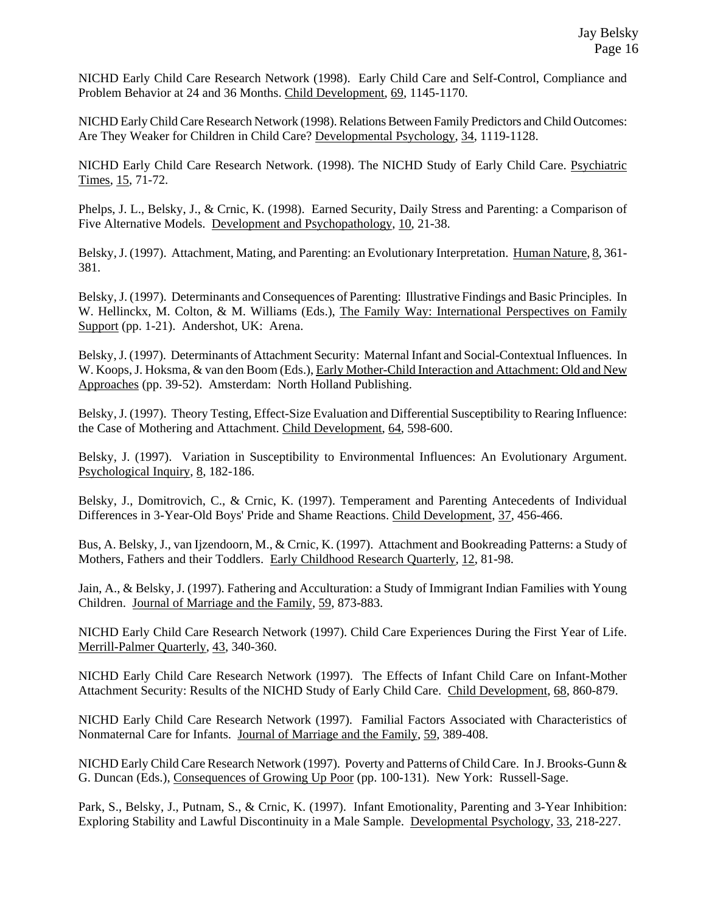NICHD Early Child Care Research Network (1998). Early Child Care and Self-Control, Compliance and Problem Behavior at 24 and 36 Months. Child Development, 69, 1145-1170.

NICHD Early Child Care Research Network (1998). Relations Between Family Predictors and Child Outcomes: Are They Weaker for Children in Child Care? Developmental Psychology, 34, 1119-1128.

NICHD Early Child Care Research Network. (1998). The NICHD Study of Early Child Care. Psychiatric Times, 15, 71-72.

Phelps, J. L., Belsky, J., & Crnic, K. (1998). Earned Security, Daily Stress and Parenting: a Comparison of Five Alternative Models. Development and Psychopathology, 10, 21-38.

Belsky, J. (1997). Attachment, Mating, and Parenting: an Evolutionary Interpretation. Human Nature, 8, 361-381.

Belsky, J. (1997). Determinants and Consequences of Parenting: Illustrative Findings and Basic Principles. In W. Hellinckx, M. Colton, & M. Williams (Eds.), The Family Way: International Perspectives on Family Support (pp. 1-21). Andershot, UK: Arena.

Belsky, J. (1997). Determinants of Attachment Security: Maternal Infant and Social-Contextual Influences. In W. Koops, J. Hoksma, & van den Boom (Eds.), Early Mother-Child Interaction and Attachment: Old and New Approaches (pp. 39-52). Amsterdam: North Holland Publishing.

Belsky, J. (1997). Theory Testing, Effect-Size Evaluation and Differential Susceptibility to Rearing Influence: the Case of Mothering and Attachment. Child Development, 64, 598-600.

Belsky, J. (1997). Variation in Susceptibility to Environmental Influences: An Evolutionary Argument. Psychological Inquiry, 8, 182-186.

Belsky, J., Domitrovich, C., & Crnic, K. (1997). Temperament and Parenting Antecedents of Individual Differences in 3-Year-Old Boys' Pride and Shame Reactions. Child Development, 37, 456-466.

Bus, A. Belsky, J., van Ijzendoorn, M., & Crnic, K. (1997). Attachment and Bookreading Patterns: a Study of Mothers, Fathers and their Toddlers. Early Childhood Research Quarterly, 12, 81-98.

Jain, A., & Belsky, J. (1997). Fathering and Acculturation: a Study of Immigrant Indian Families with Young Children. Journal of Marriage and the Family, 59, 873-883.

NICHD Early Child Care Research Network (1997). Child Care Experiences During the First Year of Life. Merrill-Palmer Quarterly, 43, 340-360.

NICHD Early Child Care Research Network (1997). The Effects of Infant Child Care on Infant-Mother Attachment Security: Results of the NICHD Study of Early Child Care. Child Development, 68, 860-879.

NICHD Early Child Care Research Network (1997). Familial Factors Associated with Characteristics of Nonmaternal Care for Infants. Journal of Marriage and the Family, 59, 389-408.

NICHD Early Child Care Research Network (1997). Poverty and Patterns of Child Care. In J. Brooks-Gunn & G. Duncan (Eds.), Consequences of Growing Up Poor (pp. 100-131). New York: Russell-Sage.

Park, S., Belsky, J., Putnam, S., & Crnic, K. (1997). Infant Emotionality, Parenting and 3-Year Inhibition: Exploring Stability and Lawful Discontinuity in a Male Sample. Developmental Psychology, 33, 218-227.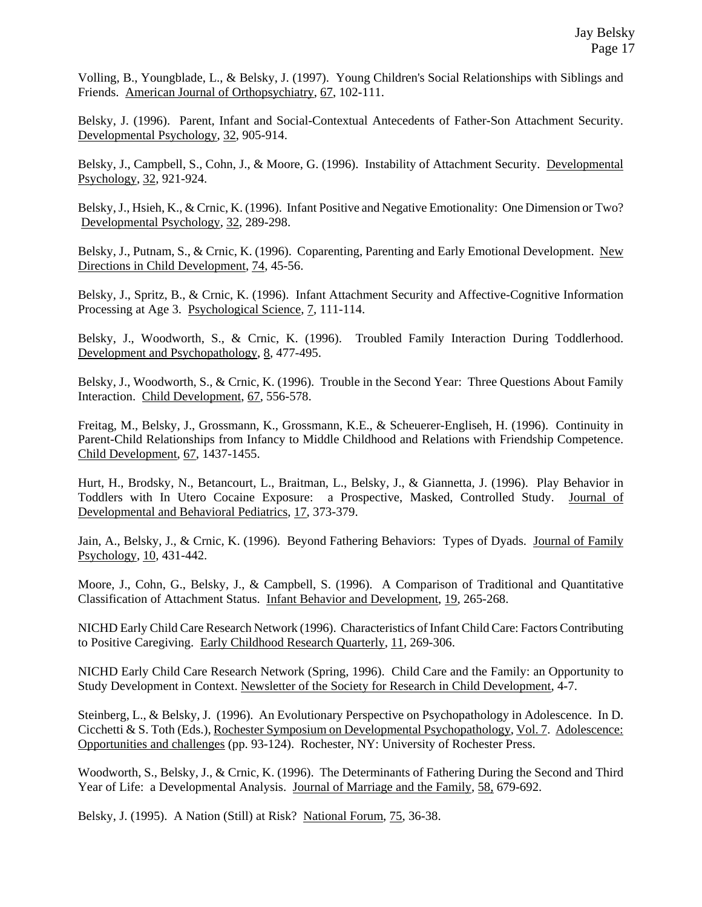Volling, B., Youngblade, L., & Belsky, J. (1997). Young Children's Social Relationships with Siblings and Friends. American Journal of Orthopsychiatry, 67, 102-111.

Belsky, J. (1996). Parent, Infant and Social-Contextual Antecedents of Father-Son Attachment Security. Developmental Psychology, 32, 905-914.

Belsky, J., Campbell, S., Cohn, J., & Moore, G. (1996). Instability of Attachment Security. Developmental Psychology, 32, 921-924.

Belsky, J., Hsieh, K., & Crnic, K. (1996). Infant Positive and Negative Emotionality: One Dimension or Two? Developmental Psychology, 32, 289-298.

Belsky, J., Putnam, S., & Crnic, K. (1996). Coparenting, Parenting and Early Emotional Development. New Directions in Child Development, 74, 45-56.

Belsky, J., Spritz, B., & Crnic, K. (1996). Infant Attachment Security and Affective-Cognitive Information Processing at Age 3. Psychological Science, 7, 111-114.

Belsky, J., Woodworth, S., & Crnic, K. (1996). Troubled Family Interaction During Toddlerhood. Development and Psychopathology, 8, 477-495.

Belsky, J., Woodworth, S., & Crnic, K. (1996). Trouble in the Second Year: Three Questions About Family Interaction. Child Development, 67, 556-578.

Freitag, M., Belsky, J., Grossmann, K., Grossmann, K.E., & Scheuerer-Engliseh, H. (1996). Continuity in Parent-Child Relationships from Infancy to Middle Childhood and Relations with Friendship Competence. Child Development, 67, 1437-1455.

Hurt, H., Brodsky, N., Betancourt, L., Braitman, L., Belsky, J., & Giannetta, J. (1996). Play Behavior in Toddlers with In Utero Cocaine Exposure: a Prospective, Masked, Controlled Study. Journal of Developmental and Behavioral Pediatrics, 17, 373-379.

Jain, A., Belsky, J., & Crnic, K. (1996). Beyond Fathering Behaviors: Types of Dyads. Journal of Family Psychology, 10, 431-442.

Moore, J., Cohn, G., Belsky, J., & Campbell, S. (1996). A Comparison of Traditional and Quantitative Classification of Attachment Status. Infant Behavior and Development, 19, 265-268.

NICHD Early Child Care Research Network (1996). Characteristics of Infant Child Care: Factors Contributing to Positive Caregiving. Early Childhood Research Quarterly, 11, 269-306.

NICHD Early Child Care Research Network (Spring, 1996). Child Care and the Family: an Opportunity to Study Development in Context. Newsletter of the Society for Research in Child Development, 4-7.

Steinberg, L., & Belsky, J. (1996). An Evolutionary Perspective on Psychopathology in Adolescence. In D. Cicchetti & S. Toth (Eds.), Rochester Symposium on Developmental Psychopathology, Vol. 7. Adolescence: Opportunities and challenges (pp. 93-124). Rochester, NY: University of Rochester Press.

Woodworth, S., Belsky, J., & Crnic, K. (1996). The Determinants of Fathering During the Second and Third Year of Life: a Developmental Analysis. Journal of Marriage and the Family, 58, 679-692.

Belsky, J. (1995). A Nation (Still) at Risk? National Forum, 75, 36-38.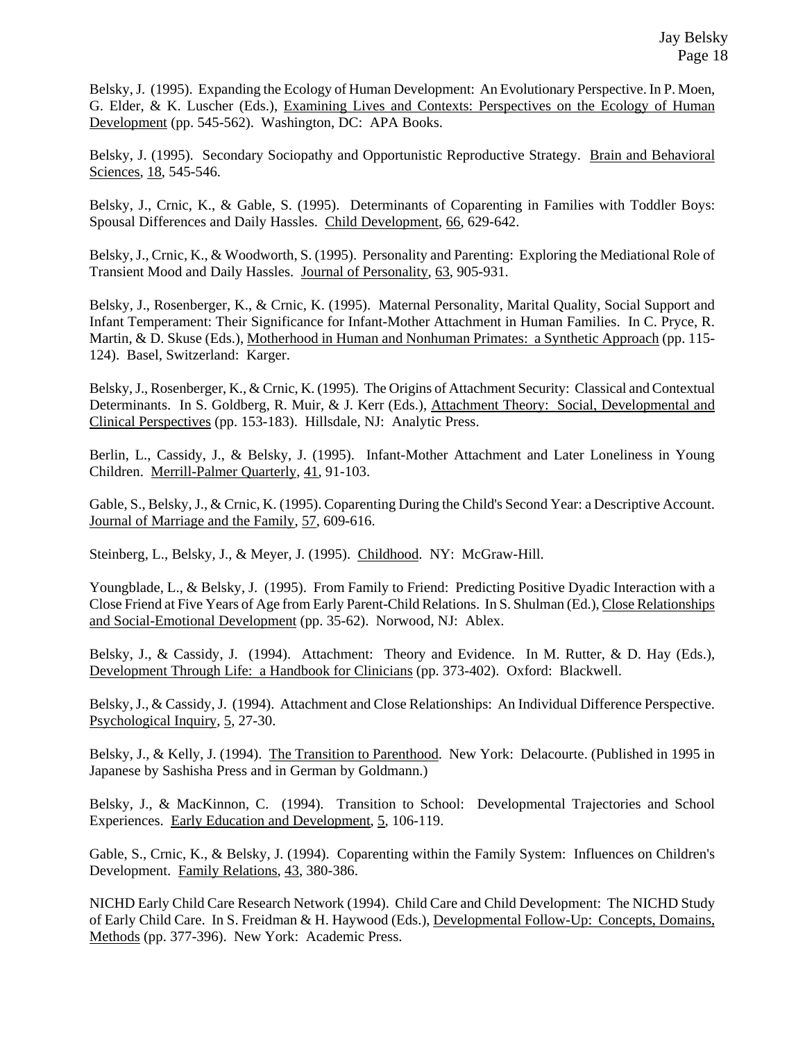Belsky, J. (1995). Expanding the Ecology of Human Development: An Evolutionary Perspective. In P. Moen, G. Elder, & K. Luscher (Eds.), Examining Lives and Contexts: Perspectives on the Ecology of Human Development (pp. 545-562). Washington, DC: APA Books.

Belsky, J. (1995). Secondary Sociopathy and Opportunistic Reproductive Strategy. Brain and Behavioral Sciences, 18, 545-546.

Belsky, J., Crnic, K., & Gable, S. (1995). Determinants of Coparenting in Families with Toddler Boys: Spousal Differences and Daily Hassles. Child Development, 66, 629-642.

Belsky, J., Crnic, K., & Woodworth, S. (1995). Personality and Parenting: Exploring the Mediational Role of Transient Mood and Daily Hassles. Journal of Personality, 63, 905-931.

Belsky, J., Rosenberger, K., & Crnic, K. (1995). Maternal Personality, Marital Quality, Social Support and Infant Temperament: Their Significance for Infant-Mother Attachment in Human Families. In C. Pryce, R. Martin, & D. Skuse (Eds.), Motherhood in Human and Nonhuman Primates: a Synthetic Approach (pp. 115-124). Basel, Switzerland: Karger.

Belsky, J., Rosenberger, K., & Crnic, K. (1995). The Origins of Attachment Security: Classical and Contextual Determinants. In S. Goldberg, R. Muir, & J. Kerr (Eds.), Attachment Theory: Social, Developmental and Clinical Perspectives (pp. 153-183). Hillsdale, NJ: Analytic Press.

Berlin, L., Cassidy, J., & Belsky, J. (1995). Infant-Mother Attachment and Later Loneliness in Young Children. Merrill-Palmer Quarterly, 41, 91-103.

Gable, S., Belsky, J., & Crnic, K. (1995). Coparenting During the Child's Second Year: a Descriptive Account. Journal of Marriage and the Family, 57, 609-616.

Steinberg, L., Belsky, J., & Meyer, J. (1995). Childhood. NY: McGraw-Hill.

Youngblade, L., & Belsky, J. (1995). From Family to Friend: Predicting Positive Dyadic Interaction with a Close Friend at Five Years of Age from Early Parent-Child Relations. In S. Shulman (Ed.), Close Relationships and Social-Emotional Development (pp. 35-62). Norwood, NJ: Ablex.

Belsky, J., & Cassidy, J. (1994). Attachment: Theory and Evidence. In M. Rutter, & D. Hay (Eds.), Development Through Life: a Handbook for Clinicians (pp. 373-402). Oxford: Blackwell.

Belsky, J., & Cassidy, J. (1994). Attachment and Close Relationships: An Individual Difference Perspective. Psychological Inquiry, 5, 27-30.

Belsky, J., & Kelly, J. (1994). The Transition to Parenthood. New York: Delacourte. (Published in 1995 in Japanese by Sashisha Press and in German by Goldmann.)

Belsky, J., & MacKinnon, C. (1994). Transition to School: Developmental Trajectories and School Experiences. Early Education and Development, 5, 106-119.

Gable, S., Crnic, K., & Belsky, J. (1994). Coparenting within the Family System: Influences on Children's Development. Family Relations, 43, 380-386.

NICHD Early Child Care Research Network (1994). Child Care and Child Development: The NICHD Study of Early Child Care. In S. Freidman & H. Haywood (Eds.), Developmental Follow-Up: Concepts, Domains, Methods (pp. 377-396). New York: Academic Press.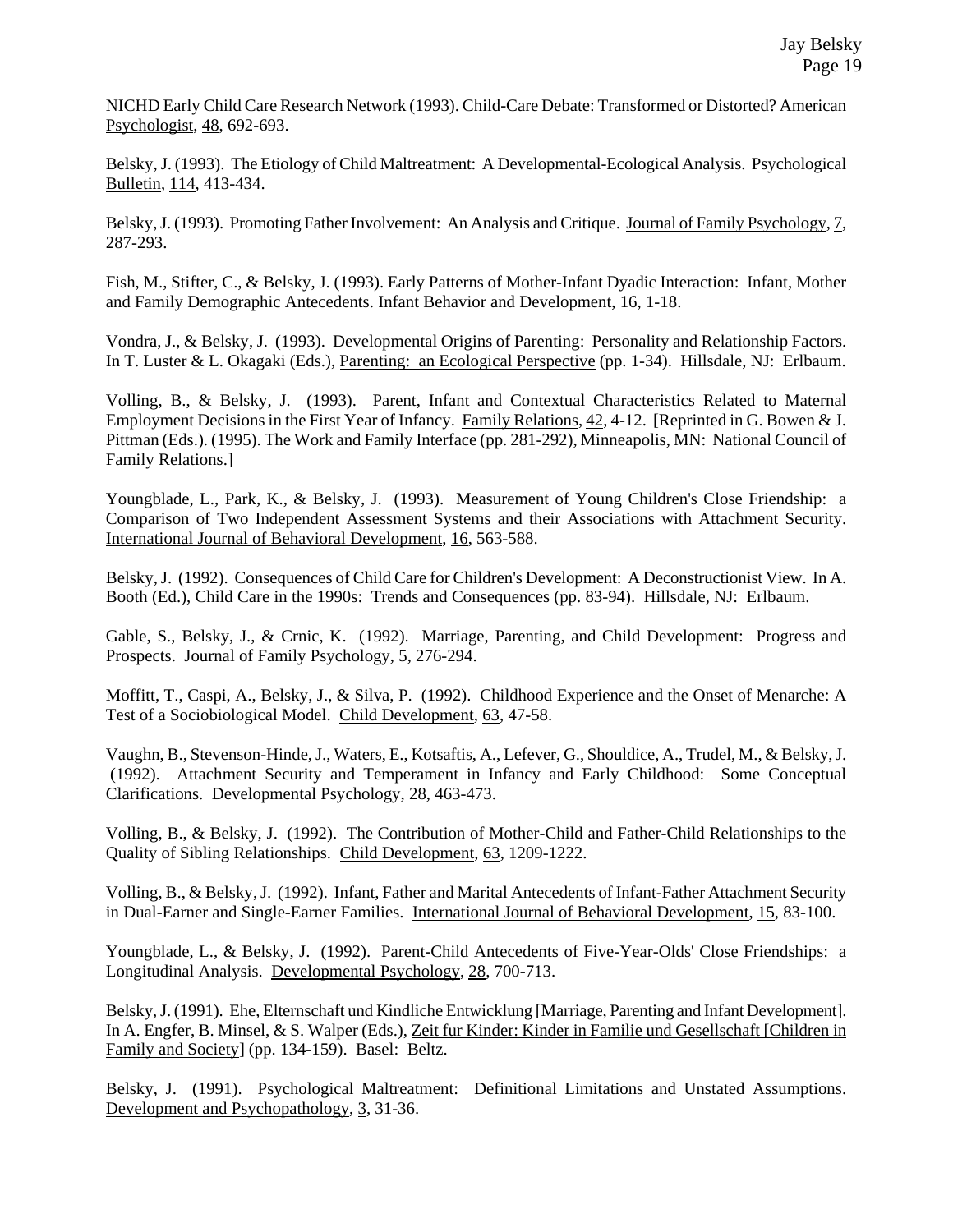NICHD Early Child Care Research Network (1993). Child-Care Debate: Transformed or Distorted? American Psychologist, 48, 692-693.

Belsky, J. (1993). The Etiology of Child Maltreatment: A Developmental-Ecological Analysis. Psychological Bulletin, 114, 413-434.

Belsky, J. (1993). Promoting Father Involvement: An Analysis and Critique. Journal of Family Psychology, 7, 287-293.

Fish, M., Stifter, C., & Belsky, J. (1993). Early Patterns of Mother-Infant Dyadic Interaction: Infant, Mother and Family Demographic Antecedents. Infant Behavior and Development, 16, 1-18.

Vondra, J., & Belsky, J. (1993). Developmental Origins of Parenting: Personality and Relationship Factors. In T. Luster & L. Okagaki (Eds.), Parenting: an Ecological Perspective (pp. 1-34). Hillsdale, NJ: Erlbaum.

Volling, B., & Belsky, J. (1993). Parent, Infant and Contextual Characteristics Related to Maternal Employment Decisions in the First Year of Infancy. Family Relations, 42, 4-12. [Reprinted in G. Bowen & J. Pittman (Eds.). (1995). The Work and Family Interface (pp. 281-292), Minneapolis, MN: National Council of Family Relations.]

Youngblade, L., Park, K., & Belsky, J. (1993). Measurement of Young Children's Close Friendship: a Comparison of Two Independent Assessment Systems and their Associations with Attachment Security. International Journal of Behavioral Development, 16, 563-588.

Belsky, J. (1992). Consequences of Child Care for Children's Development: A Deconstructionist View. In A. Booth (Ed.), Child Care in the 1990s: Trends and Consequences (pp. 83-94). Hillsdale, NJ: Erlbaum.

Gable, S., Belsky, J., & Crnic, K. (1992). Marriage, Parenting, and Child Development: Progress and Prospects. Journal of Family Psychology, 5, 276-294.

Moffitt, T., Caspi, A., Belsky, J., & Silva, P. (1992). Childhood Experience and the Onset of Menarche: A Test of a Sociobiological Model. Child Development, 63, 47-58.

Vaughn, B., Stevenson-Hinde, J., Waters, E., Kotsaftis, A., Lefever, G., Shouldice, A., Trudel, M., & Belsky, J. (1992). Attachment Security and Temperament in Infancy and Early Childhood: Some Conceptual Clarifications. Developmental Psychology, 28, 463-473.

Volling, B., & Belsky, J. (1992). The Contribution of Mother-Child and Father-Child Relationships to the Quality of Sibling Relationships. Child Development, 63, 1209-1222.

Volling, B., & Belsky, J. (1992). Infant, Father and Marital Antecedents of Infant-Father Attachment Security in Dual-Earner and Single-Earner Families. International Journal of Behavioral Development, 15, 83-100.

Youngblade, L., & Belsky, J. (1992). Parent-Child Antecedents of Five-Year-Olds' Close Friendships: a Longitudinal Analysis. Developmental Psychology, 28, 700-713.

Belsky, J. (1991). Ehe, Elternschaft und Kindliche Entwicklung [Marriage, Parenting and Infant Development]. In A. Engfer, B. Minsel, & S. Walper (Eds.), Zeit fur Kinder: Kinder in Familie und Gesellschaft [Children in Family and Society] (pp. 134-159). Basel: Beltz.

Belsky, J. (1991). Psychological Maltreatment: Definitional Limitations and Unstated Assumptions. Development and Psychopathology, 3, 31-36.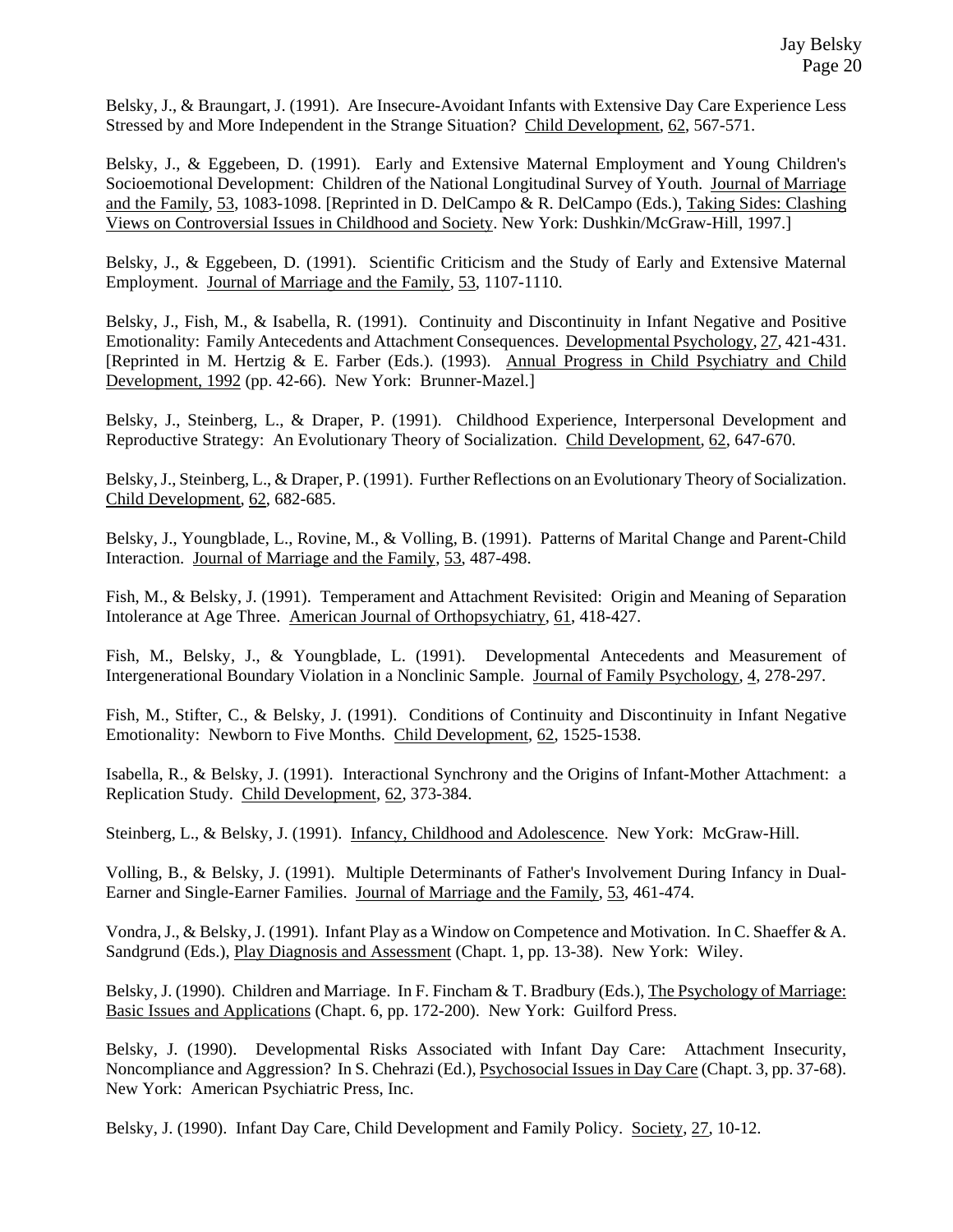Belsky, J., & Braungart, J. (1991). Are Insecure-Avoidant Infants with Extensive Day Care Experience Less Stressed by and More Independent in the Strange Situation? Child Development, 62, 567-571.

Belsky, J., & Eggebeen, D. (1991). Early and Extensive Maternal Employment and Young Children's Socioemotional Development: Children of the National Longitudinal Survey of Youth. Journal of Marriage and the Family, 53, 1083-1098. [Reprinted in D. DelCampo & R. DelCampo (Eds.), Taking Sides: Clashing Views on Controversial Issues in Childhood and Society. New York: Dushkin/McGraw-Hill, 1997.]

Belsky, J., & Eggebeen, D. (1991). Scientific Criticism and the Study of Early and Extensive Maternal Employment. Journal of Marriage and the Family, 53, 1107-1110.

Belsky, J., Fish, M., & Isabella, R. (1991). Continuity and Discontinuity in Infant Negative and Positive Emotionality: Family Antecedents and Attachment Consequences. Developmental Psychology, 27, 421-431. [Reprinted in M. Hertzig & E. Farber (Eds.). (1993). Annual Progress in Child Psychiatry and Child Development, 1992 (pp. 42-66). New York: Brunner-Mazel.]

Belsky, J., Steinberg, L., & Draper, P. (1991). Childhood Experience, Interpersonal Development and Reproductive Strategy: An Evolutionary Theory of Socialization. Child Development, 62, 647-670.

Belsky, J., Steinberg, L., & Draper, P. (1991). Further Reflections on an Evolutionary Theory of Socialization. Child Development, 62, 682-685.

Belsky, J., Youngblade, L., Rovine, M., & Volling, B. (1991). Patterns of Marital Change and Parent-Child Interaction. Journal of Marriage and the Family, 53, 487-498.

Fish, M., & Belsky, J. (1991). Temperament and Attachment Revisited: Origin and Meaning of Separation Intolerance at Age Three. American Journal of Orthopsychiatry, 61, 418-427.

Fish, M., Belsky, J., & Youngblade, L. (1991). Developmental Antecedents and Measurement of Intergenerational Boundary Violation in a Nonclinic Sample. Journal of Family Psychology, 4, 278-297.

Fish, M., Stifter, C., & Belsky, J. (1991). Conditions of Continuity and Discontinuity in Infant Negative Emotionality: Newborn to Five Months. Child Development, 62, 1525-1538.

Isabella, R., & Belsky, J. (1991). Interactional Synchrony and the Origins of Infant-Mother Attachment: a Replication Study. Child Development, 62, 373-384.

Steinberg, L., & Belsky, J. (1991). Infancy, Childhood and Adolescence. New York: McGraw-Hill.

Volling, B., & Belsky, J. (1991). Multiple Determinants of Father's Involvement During Infancy in Dual-Earner and Single-Earner Families. Journal of Marriage and the Family, 53, 461-474.

Vondra, J., & Belsky, J. (1991). Infant Play as a Window on Competence and Motivation. In C. Shaeffer & A. Sandgrund (Eds.), Play Diagnosis and Assessment (Chapt. 1, pp. 13-38). New York: Wiley.

Belsky, J. (1990). Children and Marriage. In F. Fincham & T. Bradbury (Eds.), The Psychology of Marriage: Basic Issues and Applications (Chapt. 6, pp. 172-200). New York: Guilford Press.

Belsky, J. (1990). Developmental Risks Associated with Infant Day Care: Attachment Insecurity, Noncompliance and Aggression? In S. Chehrazi (Ed.), Psychosocial Issues in Day Care (Chapt. 3, pp. 37-68). New York: American Psychiatric Press, Inc.

Belsky, J. (1990). Infant Day Care, Child Development and Family Policy. Society, 27, 10-12.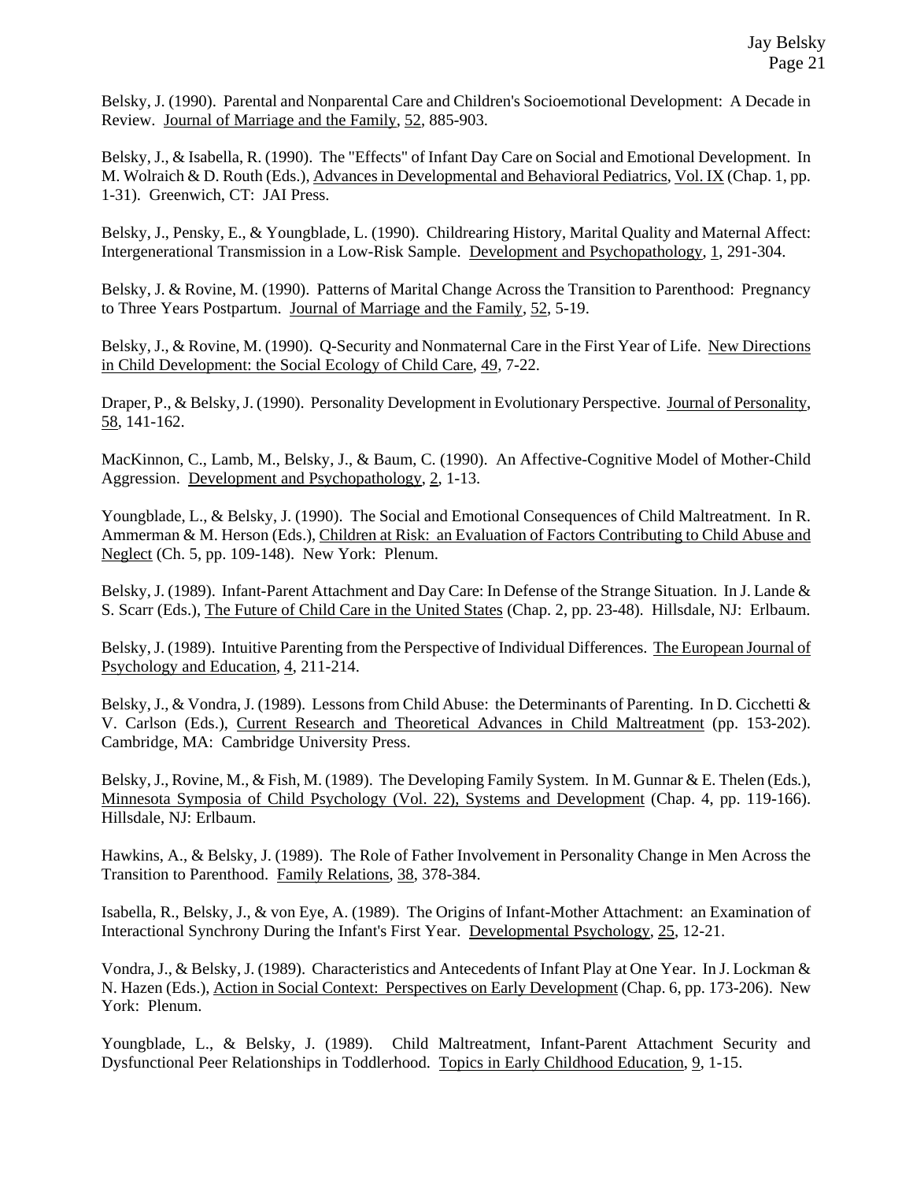Belsky, J. (1990). Parental and Nonparental Care and Children's Socioemotional Development: A Decade in Review. Journal of Marriage and the Family, 52, 885-903.

Belsky, J., & Isabella, R. (1990). The "Effects" of Infant Day Care on Social and Emotional Development. In M. Wolraich & D. Routh (Eds.), Advances in Developmental and Behavioral Pediatrics, Vol. IX (Chap. 1, pp. 1-31). Greenwich, CT: JAI Press.

Belsky, J., Pensky, E., & Youngblade, L. (1990). Childrearing History, Marital Quality and Maternal Affect: Intergenerational Transmission in a Low-Risk Sample. Development and Psychopathology, 1, 291-304.

Belsky, J. & Rovine, M. (1990). Patterns of Marital Change Across the Transition to Parenthood: Pregnancy to Three Years Postpartum. Journal of Marriage and the Family, 52, 5-19.

Belsky, J., & Rovine, M. (1990). Q-Security and Nonmaternal Care in the First Year of Life. New Directions in Child Development: the Social Ecology of Child Care, 49, 7-22.

Draper, P., & Belsky, J. (1990). Personality Development in Evolutionary Perspective. Journal of Personality, 58, 141-162.

MacKinnon, C., Lamb, M., Belsky, J., & Baum, C. (1990). An Affective-Cognitive Model of Mother-Child Aggression. Development and Psychopathology, 2, 1-13.

Youngblade, L., & Belsky, J. (1990). The Social and Emotional Consequences of Child Maltreatment. In R. Ammerman & M. Herson (Eds.), Children at Risk: an Evaluation of Factors Contributing to Child Abuse and Neglect (Ch. 5, pp. 109-148). New York: Plenum.

Belsky, J. (1989). Infant-Parent Attachment and Day Care: In Defense of the Strange Situation. In J. Lande & S. Scarr (Eds.), The Future of Child Care in the United States (Chap. 2, pp. 23-48). Hillsdale, NJ: Erlbaum.

Belsky, J. (1989). Intuitive Parenting from the Perspective of Individual Differences. The European Journal of Psychology and Education, 4, 211-214.

Belsky, J., & Vondra, J. (1989). Lessons from Child Abuse: the Determinants of Parenting. In D. Cicchetti & V. Carlson (Eds.), Current Research and Theoretical Advances in Child Maltreatment (pp. 153-202). Cambridge, MA: Cambridge University Press.

Belsky, J., Rovine, M., & Fish, M. (1989). The Developing Family System. In M. Gunnar & E. Thelen (Eds.), Minnesota Symposia of Child Psychology (Vol. 22), Systems and Development (Chap. 4, pp. 119-166). Hillsdale, NJ: Erlbaum.

Hawkins, A., & Belsky, J. (1989). The Role of Father Involvement in Personality Change in Men Across the Transition to Parenthood. Family Relations, 38, 378-384.

Isabella, R., Belsky, J., & von Eye, A. (1989). The Origins of Infant-Mother Attachment: an Examination of Interactional Synchrony During the Infant's First Year. Developmental Psychology, 25, 12-21.

Vondra, J., & Belsky, J. (1989). Characteristics and Antecedents of Infant Play at One Year. In J. Lockman & N. Hazen (Eds.), Action in Social Context: Perspectives on Early Development (Chap. 6, pp. 173-206). New York: Plenum.

Youngblade, L., & Belsky, J. (1989). Child Maltreatment, Infant-Parent Attachment Security and Dysfunctional Peer Relationships in Toddlerhood. Topics in Early Childhood Education, 9, 1-15.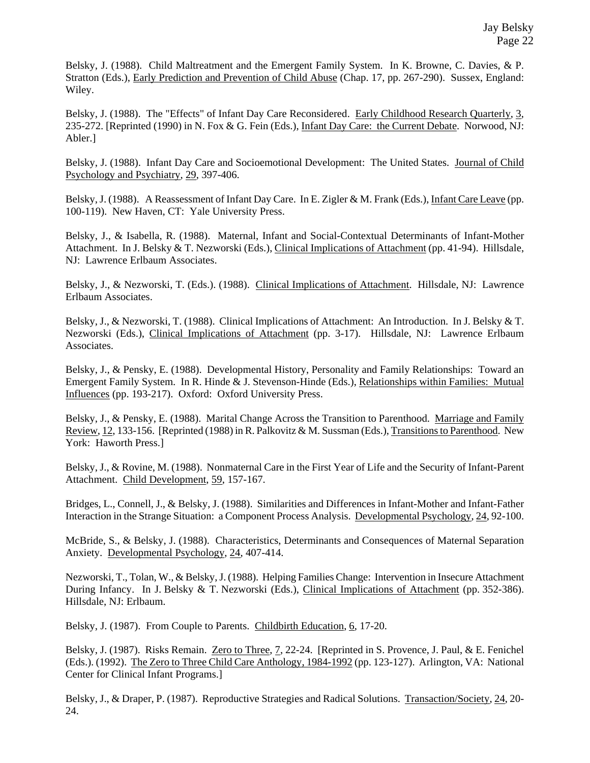Belsky, J. (1988). Child Maltreatment and the Emergent Family System. In K. Browne, C. Davies, & P. Stratton (Eds.), Early Prediction and Prevention of Child Abuse (Chap. 17, pp. 267-290). Sussex, England: Wiley.

Belsky, J. (1988). The "Effects" of Infant Day Care Reconsidered. Early Childhood Research Quarterly, 3, 235-272. [Reprinted (1990) in N. Fox & G. Fein (Eds.), Infant Day Care: the Current Debate. Norwood, NJ: Abler.]

Belsky, J. (1988). Infant Day Care and Socioemotional Development: The United States. Journal of Child Psychology and Psychiatry, 29, 397-406.

Belsky, J. (1988). A Reassessment of Infant Day Care. In E. Zigler & M. Frank (Eds.), Infant Care Leave (pp. 100-119). New Haven, CT: Yale University Press.

Belsky, J., & Isabella, R. (1988). Maternal, Infant and Social-Contextual Determinants of Infant-Mother Attachment. In J. Belsky & T. Nezworski (Eds.), Clinical Implications of Attachment (pp. 41-94). Hillsdale, NJ: Lawrence Erlbaum Associates.

Belsky, J., & Nezworski, T. (Eds.). (1988). Clinical Implications of Attachment. Hillsdale, NJ: Lawrence Erlbaum Associates.

Belsky, J., & Nezworski, T. (1988). Clinical Implications of Attachment: An Introduction. In J. Belsky & T. Nezworski (Eds.), Clinical Implications of Attachment (pp. 3-17). Hillsdale, NJ: Lawrence Erlbaum Associates.

Belsky, J., & Pensky, E. (1988). Developmental History, Personality and Family Relationships: Toward an Emergent Family System. In R. Hinde & J. Stevenson-Hinde (Eds.), Relationships within Families: Mutual Influences (pp. 193-217). Oxford: Oxford University Press.

Belsky, J., & Pensky, E. (1988). Marital Change Across the Transition to Parenthood. Marriage and Family Review, 12, 133-156. [Reprinted (1988) in R. Palkovitz & M. Sussman (Eds.), Transitions to Parenthood. New York: Haworth Press.]

Belsky, J., & Rovine, M. (1988). Nonmaternal Care in the First Year of Life and the Security of Infant-Parent Attachment. Child Development, 59, 157-167.

Bridges, L., Connell, J., & Belsky, J. (1988). Similarities and Differences in Infant-Mother and Infant-Father Interaction in the Strange Situation: a Component Process Analysis. Developmental Psychology, 24, 92-100.

McBride, S., & Belsky, J. (1988). Characteristics, Determinants and Consequences of Maternal Separation Anxiety. Developmental Psychology, 24, 407-414.

Nezworski, T., Tolan, W., & Belsky, J. (1988). Helping Families Change: Intervention in Insecure Attachment During Infancy. In J. Belsky & T. Nezworski (Eds.), Clinical Implications of Attachment (pp. 352-386). Hillsdale, NJ: Erlbaum.

Belsky, J. (1987). From Couple to Parents. Childbirth Education, 6, 17-20.

Belsky, J. (1987). Risks Remain. Zero to Three, 7, 22-24. [Reprinted in S. Provence, J. Paul, & E. Fenichel (Eds.). (1992). The Zero to Three Child Care Anthology, 1984-1992 (pp. 123-127). Arlington, VA: National Center for Clinical Infant Programs.]

Belsky, J., & Draper, P. (1987). Reproductive Strategies and Radical Solutions. Transaction/Society, 24, 20-24.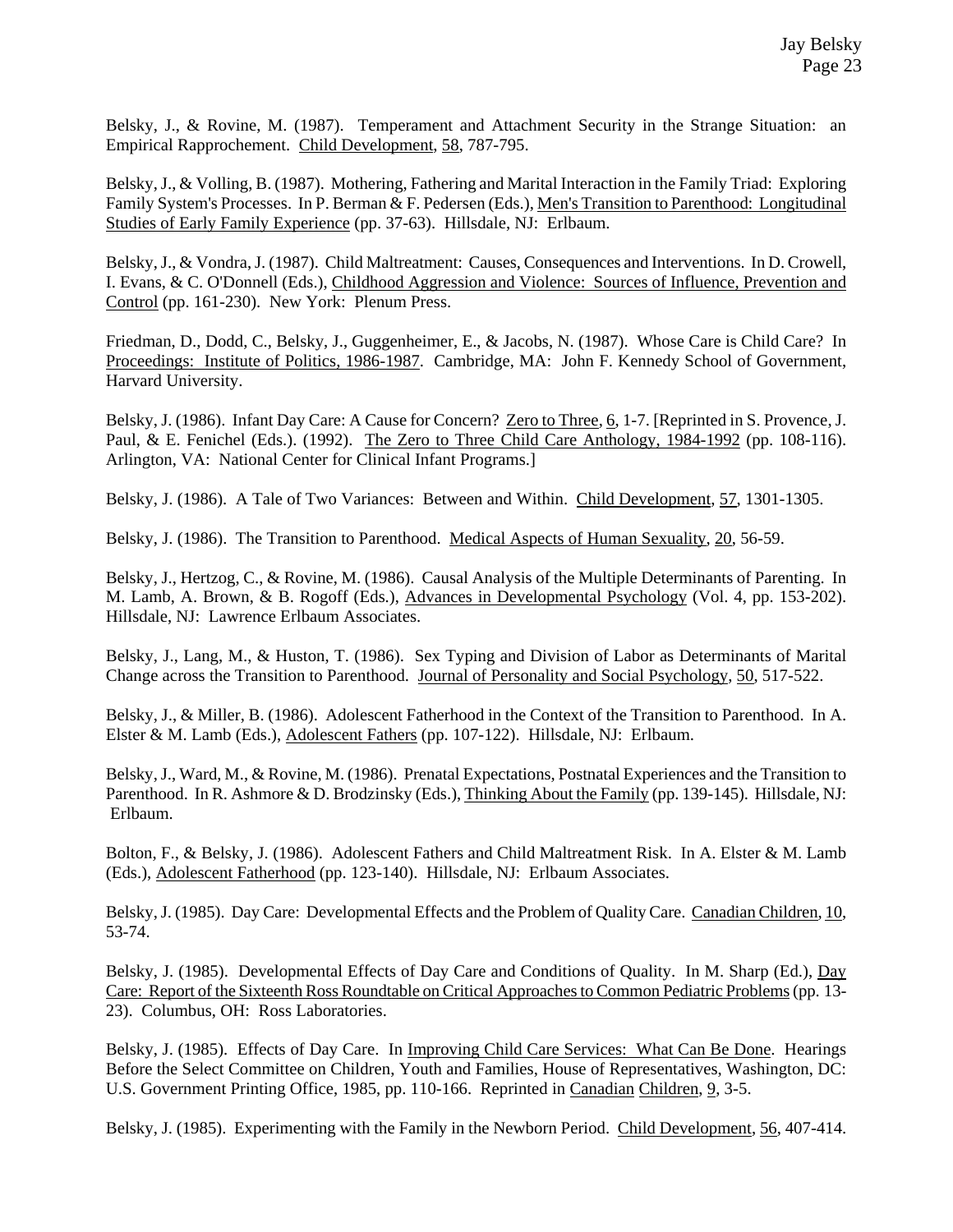Belsky, J., & Rovine, M. (1987). Temperament and Attachment Security in the Strange Situation: an Empirical Rapprochement. Child Development, 58, 787-795.

Belsky, J., & Volling, B. (1987). Mothering, Fathering and Marital Interaction in the Family Triad: Exploring Family System's Processes. In P. Berman & F. Pedersen (Eds.), Men's Transition to Parenthood: Longitudinal Studies of Early Family Experience (pp. 37-63). Hillsdale, NJ: Erlbaum.

Belsky, J., & Vondra, J. (1987). Child Maltreatment: Causes, Consequences and Interventions. In D. Crowell, I. Evans, & C. O'Donnell (Eds.), Childhood Aggression and Violence: Sources of Influence, Prevention and Control (pp. 161-230). New York: Plenum Press.

Friedman, D., Dodd, C., Belsky, J., Guggenheimer, E., & Jacobs, N. (1987). Whose Care is Child Care? In Proceedings: Institute of Politics, 1986-1987. Cambridge, MA: John F. Kennedy School of Government, Harvard University.

Belsky, J. (1986). Infant Day Care: A Cause for Concern? Zero to Three, 6, 1-7. [Reprinted in S. Provence, J. Paul, & E. Fenichel (Eds.). (1992). The Zero to Three Child Care Anthology, 1984-1992 (pp. 108-116). Arlington, VA: National Center for Clinical Infant Programs.]

Belsky, J. (1986). A Tale of Two Variances: Between and Within. Child Development, 57, 1301-1305.

Belsky, J. (1986). The Transition to Parenthood. Medical Aspects of Human Sexuality, 20, 56-59.

Belsky, J., Hertzog, C., & Rovine, M. (1986). Causal Analysis of the Multiple Determinants of Parenting. In M. Lamb, A. Brown, & B. Rogoff (Eds.), Advances in Developmental Psychology (Vol. 4, pp. 153-202). Hillsdale, NJ: Lawrence Erlbaum Associates.

Belsky, J., Lang, M., & Huston, T. (1986). Sex Typing and Division of Labor as Determinants of Marital Change across the Transition to Parenthood. Journal of Personality and Social Psychology, 50, 517-522.

Belsky, J., & Miller, B. (1986). Adolescent Fatherhood in the Context of the Transition to Parenthood. In A. Elster & M. Lamb (Eds.), Adolescent Fathers (pp. 107-122). Hillsdale, NJ: Erlbaum.

Belsky, J., Ward, M., & Rovine, M. (1986). Prenatal Expectations, Postnatal Experiences and the Transition to Parenthood. In R. Ashmore & D. Brodzinsky (Eds.), Thinking About the Family (pp. 139-145). Hillsdale, NJ: Erlbaum.

Bolton, F., & Belsky, J. (1986). Adolescent Fathers and Child Maltreatment Risk. In A. Elster & M. Lamb (Eds.), Adolescent Fatherhood (pp. 123-140). Hillsdale, NJ: Erlbaum Associates.

Belsky, J. (1985). Day Care: Developmental Effects and the Problem of Quality Care. Canadian Children, 10, 53-74.

Belsky, J. (1985). Developmental Effects of Day Care and Conditions of Quality. In M. Sharp (Ed.), Day Care: Report of the Sixteenth Ross Roundtable on Critical Approaches to Common Pediatric Problems (pp. 13-23). Columbus, OH: Ross Laboratories.

Belsky, J. (1985). Effects of Day Care. In Improving Child Care Services: What Can Be Done. Hearings Before the Select Committee on Children, Youth and Families, House of Representatives, Washington, DC: U.S. Government Printing Office, 1985, pp. 110-166. Reprinted in Canadian Children, 9, 3-5.

Belsky, J. (1985). Experimenting with the Family in the Newborn Period. Child Development, 56, 407-414.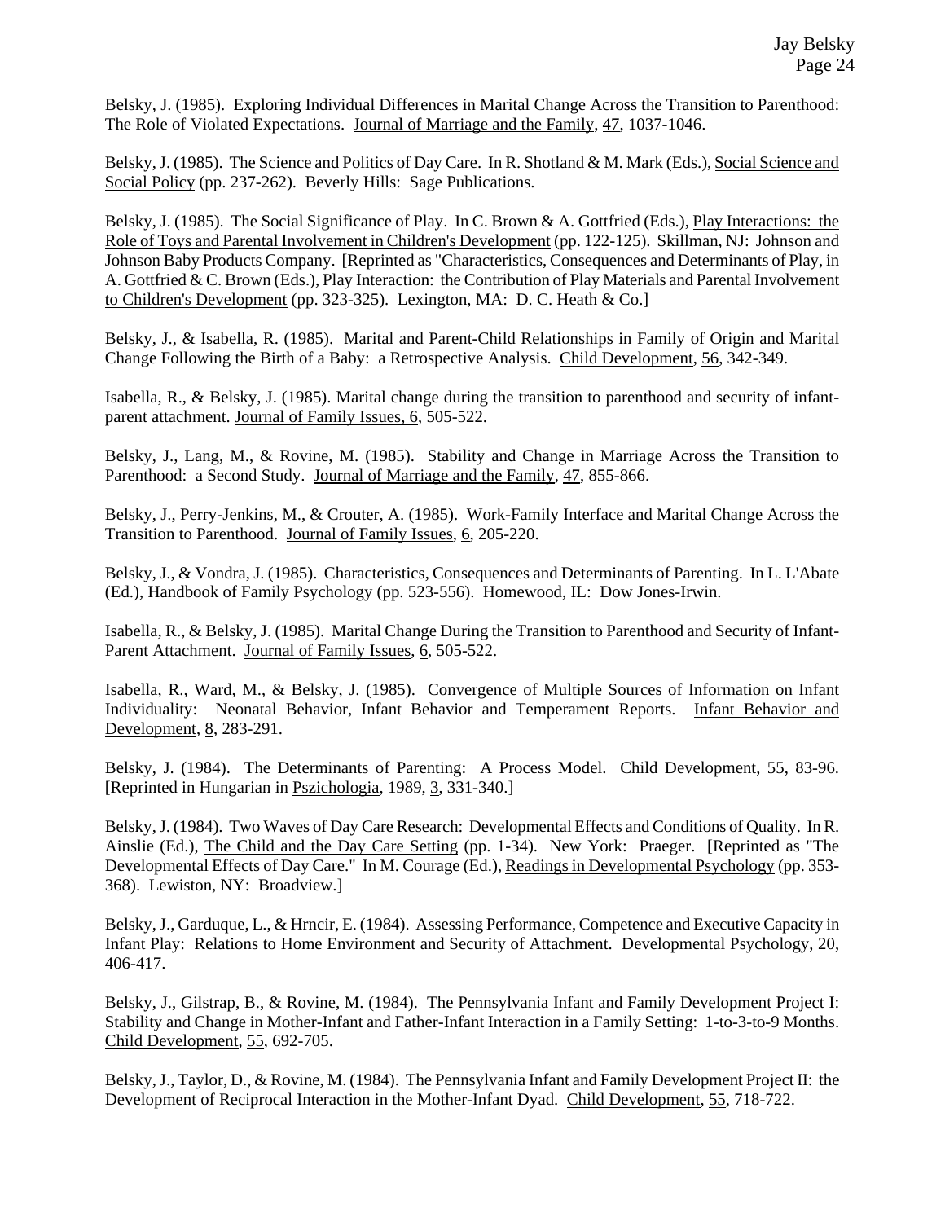Belsky, J. (1985). Exploring Individual Differences in Marital Change Across the Transition to Parenthood: The Role of Violated Expectations. Journal of Marriage and the Family, 47, 1037-1046.

Belsky, J. (1985). The Science and Politics of Day Care. In R. Shotland & M. Mark (Eds.), Social Science and Social Policy (pp. 237-262). Beverly Hills: Sage Publications.

Belsky, J. (1985). The Social Significance of Play. In C. Brown & A. Gottfried (Eds.), Play Interactions: the Role of Toys and Parental Involvement in Children's Development (pp. 122-125). Skillman, NJ: Johnson and Johnson Baby Products Company. [Reprinted as "Characteristics, Consequences and Determinants of Play, in A. Gottfried & C. Brown (Eds.), Play Interaction: the Contribution of Play Materials and Parental Involvement to Children's Development (pp. 323-325). Lexington, MA: D. C. Heath & Co.]

Belsky, J., & Isabella, R. (1985). Marital and Parent-Child Relationships in Family of Origin and Marital Change Following the Birth of a Baby: a Retrospective Analysis. Child Development, 56, 342-349.

Isabella, R., & Belsky, J. (1985). Marital change during the transition to parenthood and security of infant-parent attachment. Journal of Family Issues, 6, 505-522.

Belsky, J., Lang, M., & Rovine, M. (1985). Stability and Change in Marriage Across the Transition to Parenthood: a Second Study. Journal of Marriage and the Family, 47, 855-866.

Belsky, J., Perry-Jenkins, M., & Crouter, A. (1985). Work-Family Interface and Marital Change Across the Transition to Parenthood. Journal of Family Issues, 6, 205-220.

Belsky, J., & Vondra, J. (1985). Characteristics, Consequences and Determinants of Parenting. In L. L'Abate (Ed.), Handbook of Family Psychology (pp. 523-556). Homewood, IL: Dow Jones-Irwin.

Isabella, R., & Belsky, J. (1985). Marital Change During the Transition to Parenthood and Security of Infant-Parent Attachment. Journal of Family Issues, 6, 505-522.

Isabella, R., Ward, M., & Belsky, J. (1985). Convergence of Multiple Sources of Information on Infant Individuality: Neonatal Behavior, Infant Behavior and Temperament Reports. Infant Behavior and Development, 8, 283-291.

Belsky, J. (1984). The Determinants of Parenting: A Process Model. Child Development, 55, 83-96. [Reprinted in Hungarian in Pszichologia, 1989, 3, 331-340.]

Belsky, J. (1984). Two Waves of Day Care Research: Developmental Effects and Conditions of Quality. In R. Ainslie (Ed.), The Child and the Day Care Setting (pp. 1-34). New York: Praeger. [Reprinted as "The Developmental Effects of Day Care." In M. Courage (Ed.), Readings in Developmental Psychology (pp. 353-368). Lewiston, NY: Broadview.]

Belsky, J., Garduque, L., & Hrncir, E. (1984). Assessing Performance, Competence and Executive Capacity in Infant Play: Relations to Home Environment and Security of Attachment. Developmental Psychology, 20, 406-417.

Belsky, J., Gilstrap, B., & Rovine, M. (1984). The Pennsylvania Infant and Family Development Project I: Stability and Change in Mother-Infant and Father-Infant Interaction in a Family Setting: 1-to-3-to-9 Months. Child Development, 55, 692-705.

Belsky, J., Taylor, D., & Rovine, M. (1984). The Pennsylvania Infant and Family Development Project II: the Development of Reciprocal Interaction in the Mother-Infant Dyad. Child Development, 55, 718-722.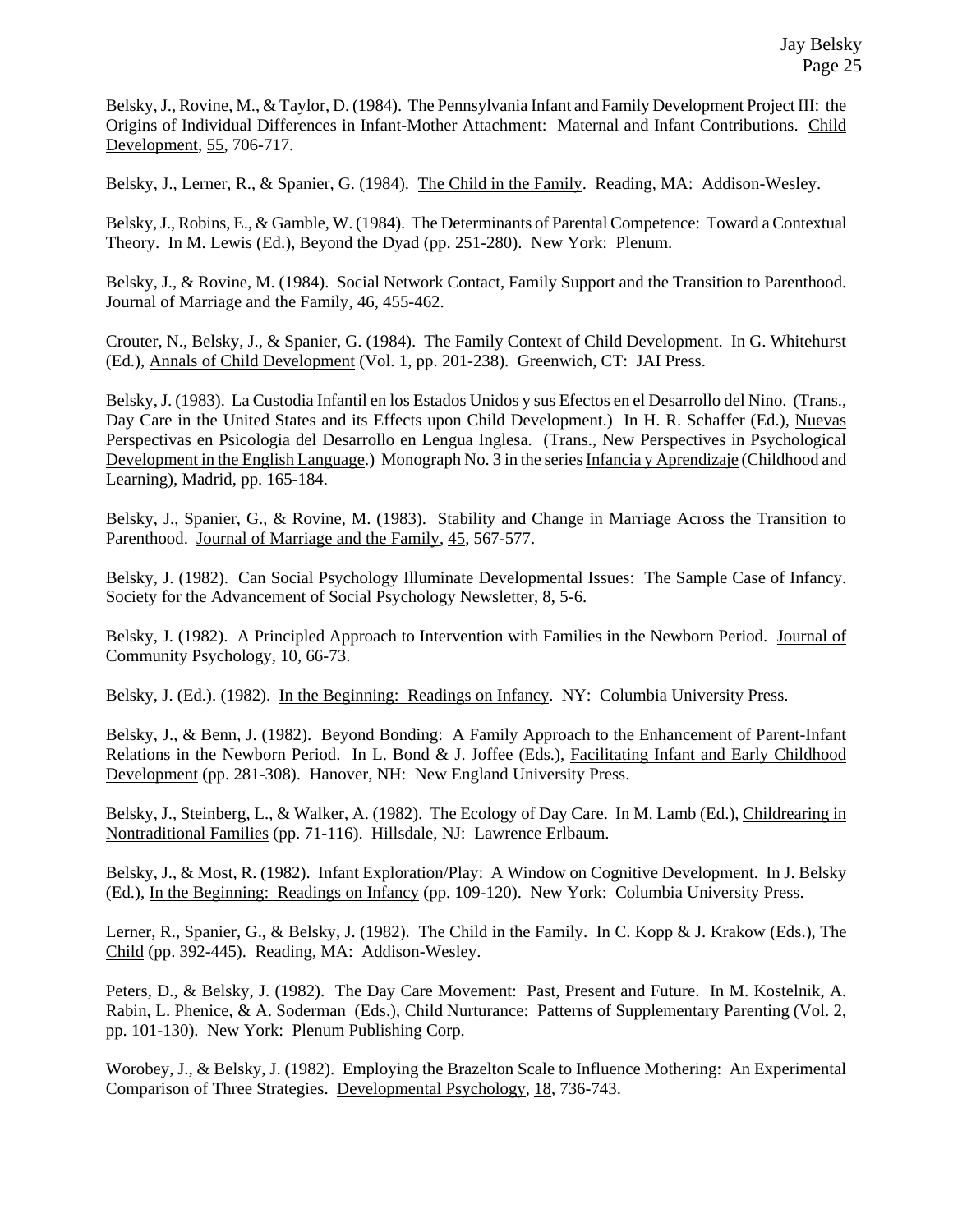Belsky, J., Rovine, M., & Taylor, D. (1984). The Pennsylvania Infant and Family Development Project III: the Origins of Individual Differences in Infant-Mother Attachment: Maternal and Infant Contributions. Child Development, 55, 706-717.

Belsky, J., Lerner, R., & Spanier, G. (1984). The Child in the Family. Reading, MA: Addison-Wesley.

Belsky, J., Robins, E., & Gamble, W. (1984). The Determinants of Parental Competence: Toward a Contextual Theory. In M. Lewis (Ed.), Beyond the Dyad (pp. 251-280). New York: Plenum.

Belsky, J., & Rovine, M. (1984). Social Network Contact, Family Support and the Transition to Parenthood. Journal of Marriage and the Family, 46, 455-462.

Crouter, N., Belsky, J., & Spanier, G. (1984). The Family Context of Child Development. In G. Whitehurst (Ed.), Annals of Child Development (Vol. 1, pp. 201-238). Greenwich, CT: JAI Press.

Belsky, J. (1983). La Custodia Infantil en los Estados Unidos y sus Efectos en el Desarrollo del Nino. (Trans., Day Care in the United States and its Effects upon Child Development.) In H. R. Schaffer (Ed.), Nuevas Perspectivas en Psicologia del Desarrollo en Lengua Inglesa. (Trans., New Perspectives in Psychological Development in the English Language.) Monograph No. 3 in the series Infancia y Aprendizaje (Childhood and Learning), Madrid, pp. 165-184.

Belsky, J., Spanier, G., & Rovine, M. (1983). Stability and Change in Marriage Across the Transition to Parenthood. Journal of Marriage and the Family, 45, 567-577.

Belsky, J. (1982). Can Social Psychology Illuminate Developmental Issues: The Sample Case of Infancy. Society for the Advancement of Social Psychology Newsletter, 8, 5-6.

Belsky, J. (1982). A Principled Approach to Intervention with Families in the Newborn Period. Journal of Community Psychology, 10, 66-73.

Belsky, J. (Ed.). (1982). In the Beginning: Readings on Infancy. NY: Columbia University Press.

Belsky, J., & Benn, J. (1982). Beyond Bonding: A Family Approach to the Enhancement of Parent-Infant Relations in the Newborn Period. In L. Bond & J. Joffee (Eds.), Facilitating Infant and Early Childhood Development (pp. 281-308). Hanover, NH: New England University Press.

Belsky, J., Steinberg, L., & Walker, A. (1982). The Ecology of Day Care. In M. Lamb (Ed.), Childrearing in Nontraditional Families (pp. 71-116). Hillsdale, NJ: Lawrence Erlbaum.

Belsky, J., & Most, R. (1982). Infant Exploration/Play: A Window on Cognitive Development. In J. Belsky (Ed.), In the Beginning: Readings on Infancy (pp. 109-120). New York: Columbia University Press.

Lerner, R., Spanier, G., & Belsky, J. (1982). The Child in the Family. In C. Kopp & J. Krakow (Eds.), The Child (pp. 392-445). Reading, MA: Addison-Wesley.

Peters, D., & Belsky, J. (1982). The Day Care Movement: Past, Present and Future. In M. Kostelnik, A. Rabin, L. Phenice, & A. Soderman (Eds.), Child Nurturance: Patterns of Supplementary Parenting (Vol. 2, pp. 101-130). New York: Plenum Publishing Corp.

Worobey, J., & Belsky, J. (1982). Employing the Brazelton Scale to Influence Mothering: An Experimental Comparison of Three Strategies. Developmental Psychology, 18, 736-743.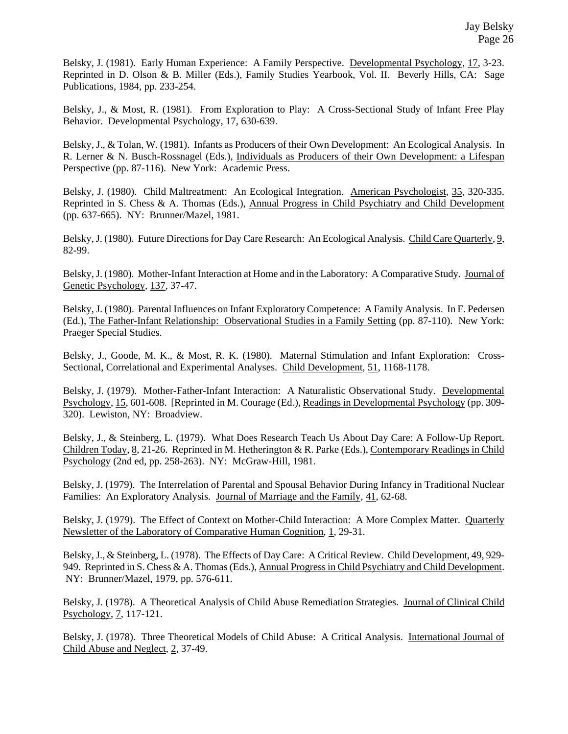Belsky, J. (1981). Early Human Experience: A Family Perspective. Developmental Psychology, 17, 3-23. Reprinted in D. Olson & B. Miller (Eds.), Family Studies Yearbook, Vol. II. Beverly Hills, CA: Sage Publications, 1984, pp. 233-254.

Belsky, J., & Most, R. (1981). From Exploration to Play: A Cross-Sectional Study of Infant Free Play Behavior. Developmental Psychology, 17, 630-639.

Belsky, J., & Tolan, W. (1981). Infants as Producers of their Own Development: An Ecological Analysis. In R. Lerner & N. Busch-Rossnagel (Eds.), Individuals as Producers of their Own Development: a Lifespan Perspective (pp. 87-116). New York: Academic Press.

Belsky, J. (1980). Child Maltreatment: An Ecological Integration. American Psychologist, 35, 320-335. Reprinted in S. Chess & A. Thomas (Eds.), Annual Progress in Child Psychiatry and Child Development (pp. 637-665). NY: Brunner/Mazel, 1981.

Belsky, J. (1980). Future Directions for Day Care Research: An Ecological Analysis. Child Care Quarterly, 9, 82-99.

Belsky, J. (1980). Mother-Infant Interaction at Home and in the Laboratory: A Comparative Study. Journal of Genetic Psychology, 137, 37-47.

Belsky, J. (1980). Parental Influences on Infant Exploratory Competence: A Family Analysis. In F. Pedersen (Ed.), The Father-Infant Relationship: Observational Studies in a Family Setting (pp. 87-110). New York: Praeger Special Studies.

Belsky, J., Goode, M. K., & Most, R. K. (1980). Maternal Stimulation and Infant Exploration: Cross-Sectional, Correlational and Experimental Analyses. Child Development, 51, 1168-1178.

Belsky, J. (1979). Mother-Father-Infant Interaction: A Naturalistic Observational Study. Developmental Psychology, 15, 601-608. [Reprinted in M. Courage (Ed.), Readings in Developmental Psychology (pp. 309-320). Lewiston, NY: Broadview.

Belsky, J., & Steinberg, L. (1979). What Does Research Teach Us About Day Care: A Follow-Up Report. Children Today, 8, 21-26. Reprinted in M. Hetherington & R. Parke (Eds.), Contemporary Readings in Child Psychology (2nd ed, pp. 258-263). NY: McGraw-Hill, 1981.

Belsky, J. (1979). The Interrelation of Parental and Spousal Behavior During Infancy in Traditional Nuclear Families: An Exploratory Analysis. Journal of Marriage and the Family, 41, 62-68.

Belsky, J. (1979). The Effect of Context on Mother-Child Interaction: A More Complex Matter. Quarterly Newsletter of the Laboratory of Comparative Human Cognition, 1, 29-31.

Belsky, J., & Steinberg, L. (1978). The Effects of Day Care: A Critical Review. Child Development, 49, 929-949. Reprinted in S. Chess & A. Thomas (Eds.), Annual Progress in Child Psychiatry and Child Development. NY: Brunner/Mazel, 1979, pp. 576-611.

Belsky, J. (1978). A Theoretical Analysis of Child Abuse Remediation Strategies. Journal of Clinical Child Psychology, 7, 117-121.

Belsky, J. (1978). Three Theoretical Models of Child Abuse: A Critical Analysis. International Journal of Child Abuse and Neglect, 2, 37-49.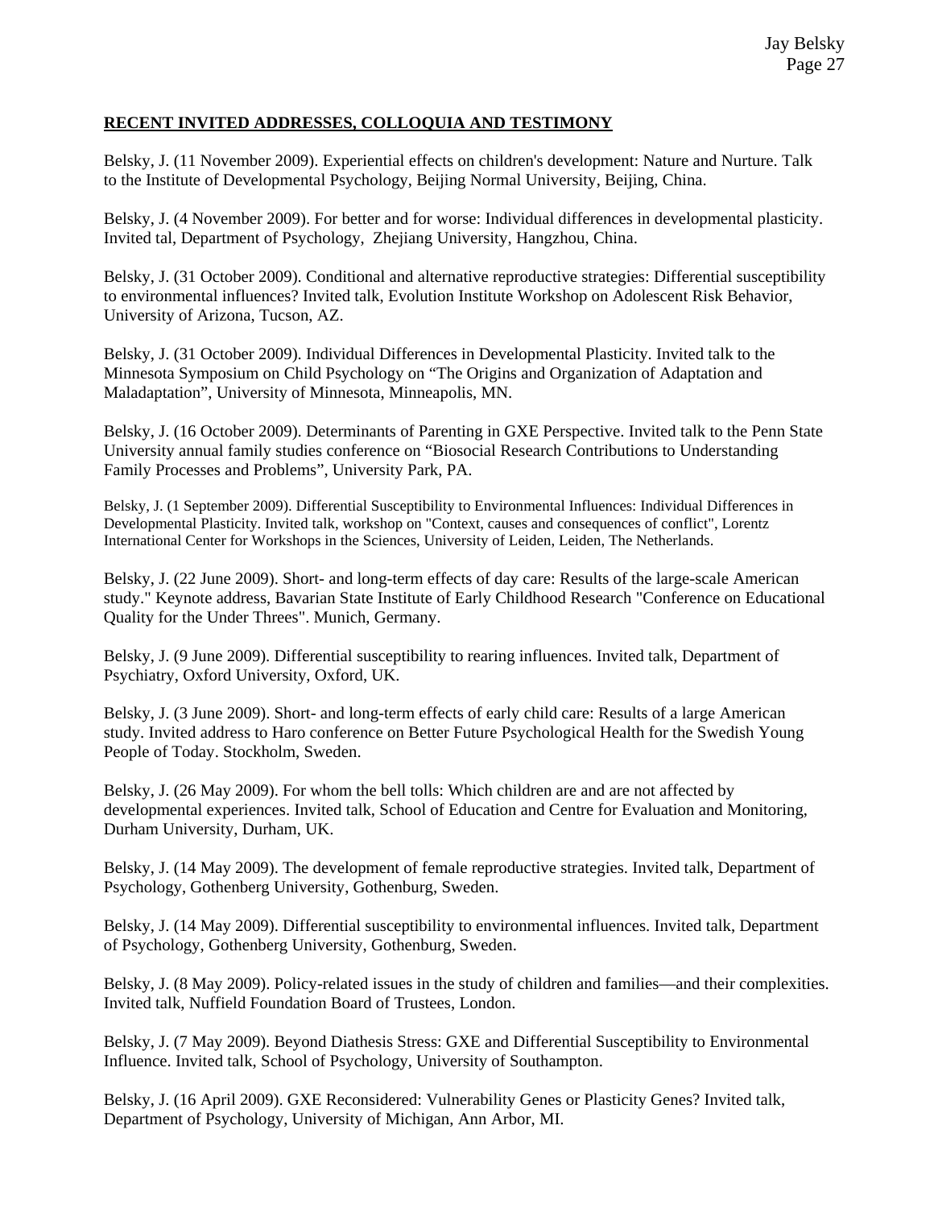## RECENT INVITED ADDRESSES, COLLOQUIA AND TESTIMONY

Belsky, J. (11 November 2009). Experiential effects on children's development: Nature and Nurture. Talk to the Institute of Developmental Psychology, Beijing Normal University, Beijing, China.

Belsky, J. (4 November 2009). For better and for worse: Individual differences in developmental plasticity. Invited tal, Department of Psychology, Zhejiang University, Hangzhou, China.

Belsky, J. (31 October 2009). Conditional and alternative reproductive strategies: Differential susceptibility to environmental influences? Invited talk, Evolution Institute Workshop on Adolescent Risk Behavior, University of Arizona, Tucson, AZ.

Belsky, J. (31 October 2009). Individual Differences in Developmental Plasticity. Invited talk to the Minnesota Symposium on Child Psychology on "The Origins and Organization of Adaptation and Maladaptation", University of Minnesota, Minneapolis, MN.

Belsky, J. (16 October 2009). Determinants of Parenting in GXE Perspective. Invited talk to the Penn State University annual family studies conference on "Biosocial Research Contributions to Understanding Family Processes and Problems", University Park, PA.

Belsky, J. (1 September 2009). Differential Susceptibility to Environmental Influences: Individual Differences in Developmental Plasticity. Invited talk, workshop on "Context, causes and consequences of conflict", Lorentz International Center for Workshops in the Sciences, University of Leiden, Leiden, The Netherlands.

Belsky, J. (22 June 2009). Short- and long-term effects of day care: Results of the large-scale American study." Keynote address, Bavarian State Institute of Early Childhood Research "Conference on Educational Quality for the Under Threes". Munich, Germany.

Belsky, J. (9 June 2009). Differential susceptibility to rearing influences. Invited talk, Department of Psychiatry, Oxford University, Oxford, UK.

Belsky, J. (3 June 2009). Short- and long-term effects of early child care: Results of a large American study. Invited address to Haro conference on Better Future Psychological Health for the Swedish Young People of Today. Stockholm, Sweden.

Belsky, J. (26 May 2009). For whom the bell tolls: Which children are and are not affected by developmental experiences. Invited talk, School of Education and Centre for Evaluation and Monitoring, Durham University, Durham, UK.

Belsky, J. (14 May 2009). The development of female reproductive strategies. Invited talk, Department of Psychology, Gothenberg University, Gothenburg, Sweden.

Belsky, J. (14 May 2009). Differential susceptibility to environmental influences. Invited talk, Department of Psychology, Gothenberg University, Gothenburg, Sweden.

Belsky, J. (8 May 2009). Policy-related issues in the study of children and families—and their complexities. Invited talk, Nuffield Foundation Board of Trustees, London.

Belsky, J. (7 May 2009). Beyond Diathesis Stress: GXE and Differential Susceptibility to Environmental Influence. Invited talk, School of Psychology, University of Southampton.

Belsky, J. (16 April 2009). GXE Reconsidered: Vulnerability Genes or Plasticity Genes? Invited talk, Department of Psychology, University of Michigan, Ann Arbor, MI.